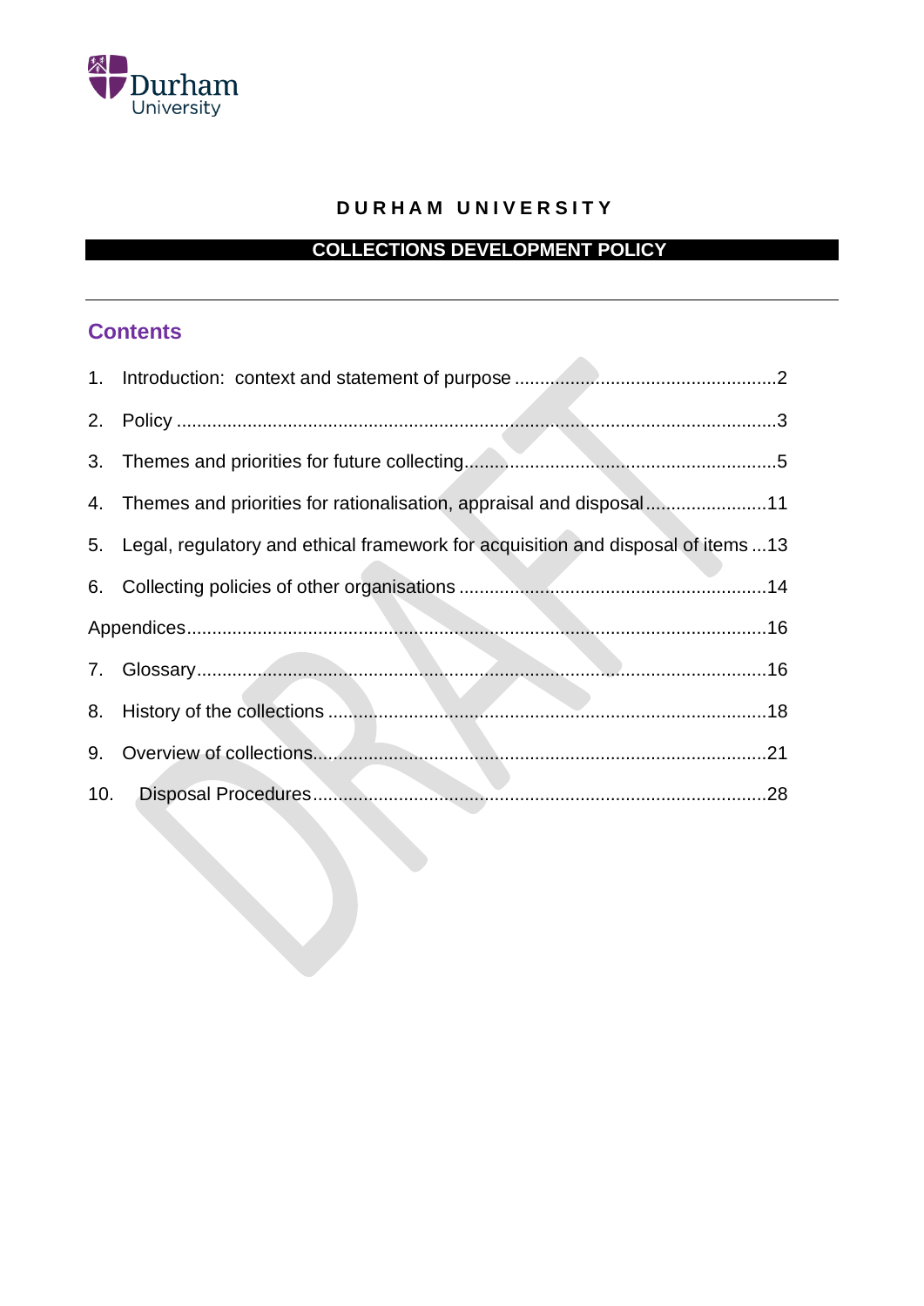Durham University

# DURHAM UNIVERSITY

## COLLECTIONS DEVELOPMENT POLICY

---

## Contents

1. Introduction: context and statement of purpose ....................................................2
2. Policy .....................................................................................................................3
3. Themes and priorities for future collecting.............................................................5
4. Themes and priorities for rationalisation, appraisal and disposal........................11
5. Legal, regulatory and ethical framework for acquisition and disposal of items ...13
6. Collecting policies of other organisations ............................................................14

Appendices.................................................................................................................16

7. Glossary...............................................................................................................16
8. History of the collections .....................................................................................18
9. Overview of collections........................................................................................21
10. Disposal Procedures.........................................................................................28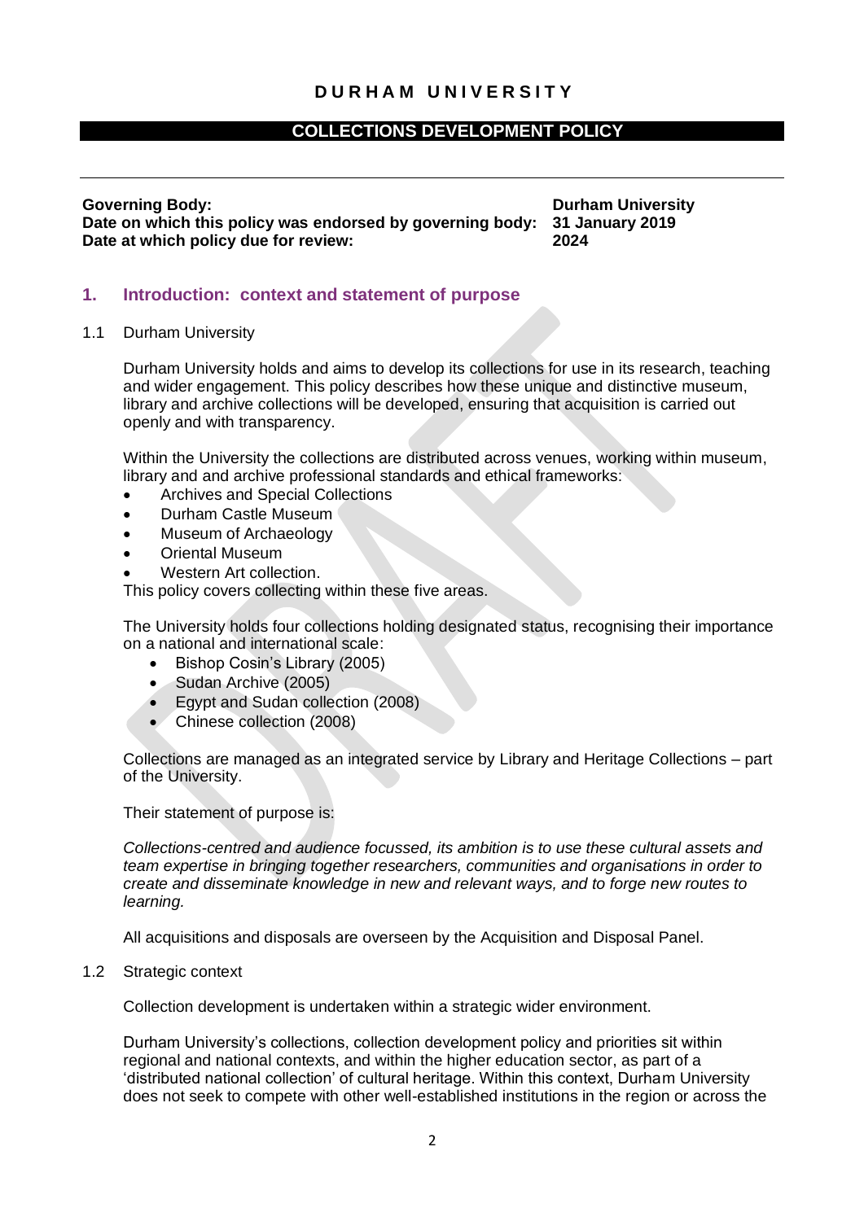**DURHAM UNIVERSITY**

**COLLECTIONS DEVELOPMENT POLICY**

**Governing Body:** **Durham University**
**Date on which this policy was endorsed by governing body:** **31 January 2019**
**Date at which policy due for review:** **2024**

## 1. Introduction: context and statement of purpose

1.1 Durham University

Durham University holds and aims to develop its collections for use in its research, teaching and wider engagement. This policy describes how these unique and distinctive museum, library and archive collections will be developed, ensuring that acquisition is carried out openly and with transparency.

Within the University the collections are distributed across venues, working within museum, library and and archive professional standards and ethical frameworks:

- Archives and Special Collections
- Durham Castle Museum
- Museum of Archaeology
- Oriental Museum
- Western Art collection.

This policy covers collecting within these five areas.

The University holds four collections holding designated status, recognising their importance on a national and international scale:

- Bishop Cosin's Library (2005)
- Sudan Archive (2005)
- Egypt and Sudan collection (2008)
- Chinese collection (2008)

Collections are managed as an integrated service by Library and Heritage Collections – part of the University.

Their statement of purpose is:

*Collections-centred and audience focussed, its ambition is to use these cultural assets and team expertise in bringing together researchers, communities and organisations in order to create and disseminate knowledge in new and relevant ways, and to forge new routes to learning.*

All acquisitions and disposals are overseen by the Acquisition and Disposal Panel.

1.2 Strategic context

Collection development is undertaken within a strategic wider environment.

Durham University's collections, collection development policy and priorities sit within regional and national contexts, and within the higher education sector, as part of a 'distributed national collection' of cultural heritage. Within this context, Durham University does not seek to compete with other well-established institutions in the region or across the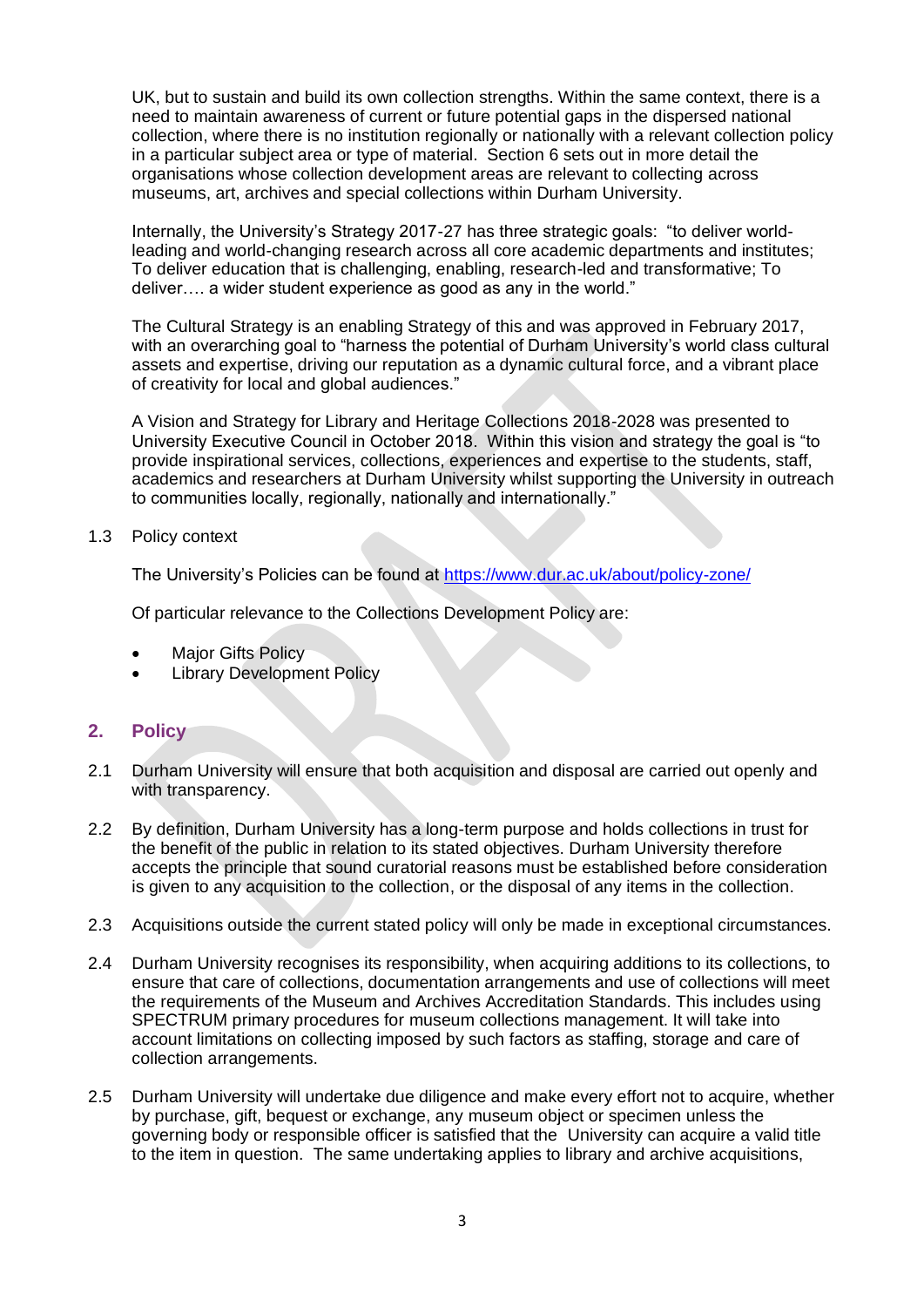UK, but to sustain and build its own collection strengths. Within the same context, there is a need to maintain awareness of current or future potential gaps in the dispersed national collection, where there is no institution regionally or nationally with a relevant collection policy in a particular subject area or type of material. Section 6 sets out in more detail the organisations whose collection development areas are relevant to collecting across museums, art, archives and special collections within Durham University.

Internally, the University's Strategy 2017-27 has three strategic goals: "to deliver world-leading and world-changing research across all core academic departments and institutes; To deliver education that is challenging, enabling, research-led and transformative; To deliver…. a wider student experience as good as any in the world."

The Cultural Strategy is an enabling Strategy of this and was approved in February 2017, with an overarching goal to "harness the potential of Durham University's world class cultural assets and expertise, driving our reputation as a dynamic cultural force, and a vibrant place of creativity for local and global audiences."

A Vision and Strategy for Library and Heritage Collections 2018-2028 was presented to University Executive Council in October 2018. Within this vision and strategy the goal is "to provide inspirational services, collections, experiences and expertise to the students, staff, academics and researchers at Durham University whilst supporting the University in outreach to communities locally, regionally, nationally and internationally."

1.3 Policy context

The University's Policies can be found at https://www.dur.ac.uk/about/policy-zone/

Of particular relevance to the Collections Development Policy are:

- Major Gifts Policy
- Library Development Policy

## 2. Policy

2.1 Durham University will ensure that both acquisition and disposal are carried out openly and with transparency.

2.2 By definition, Durham University has a long-term purpose and holds collections in trust for the benefit of the public in relation to its stated objectives. Durham University therefore accepts the principle that sound curatorial reasons must be established before consideration is given to any acquisition to the collection, or the disposal of any items in the collection.

2.3 Acquisitions outside the current stated policy will only be made in exceptional circumstances.

2.4 Durham University recognises its responsibility, when acquiring additions to its collections, to ensure that care of collections, documentation arrangements and use of collections will meet the requirements of the Museum and Archives Accreditation Standards. This includes using SPECTRUM primary procedures for museum collections management. It will take into account limitations on collecting imposed by such factors as staffing, storage and care of collection arrangements.

2.5 Durham University will undertake due diligence and make every effort not to acquire, whether by purchase, gift, bequest or exchange, any museum object or specimen unless the governing body or responsible officer is satisfied that the University can acquire a valid title to the item in question. The same undertaking applies to library and archive acquisitions,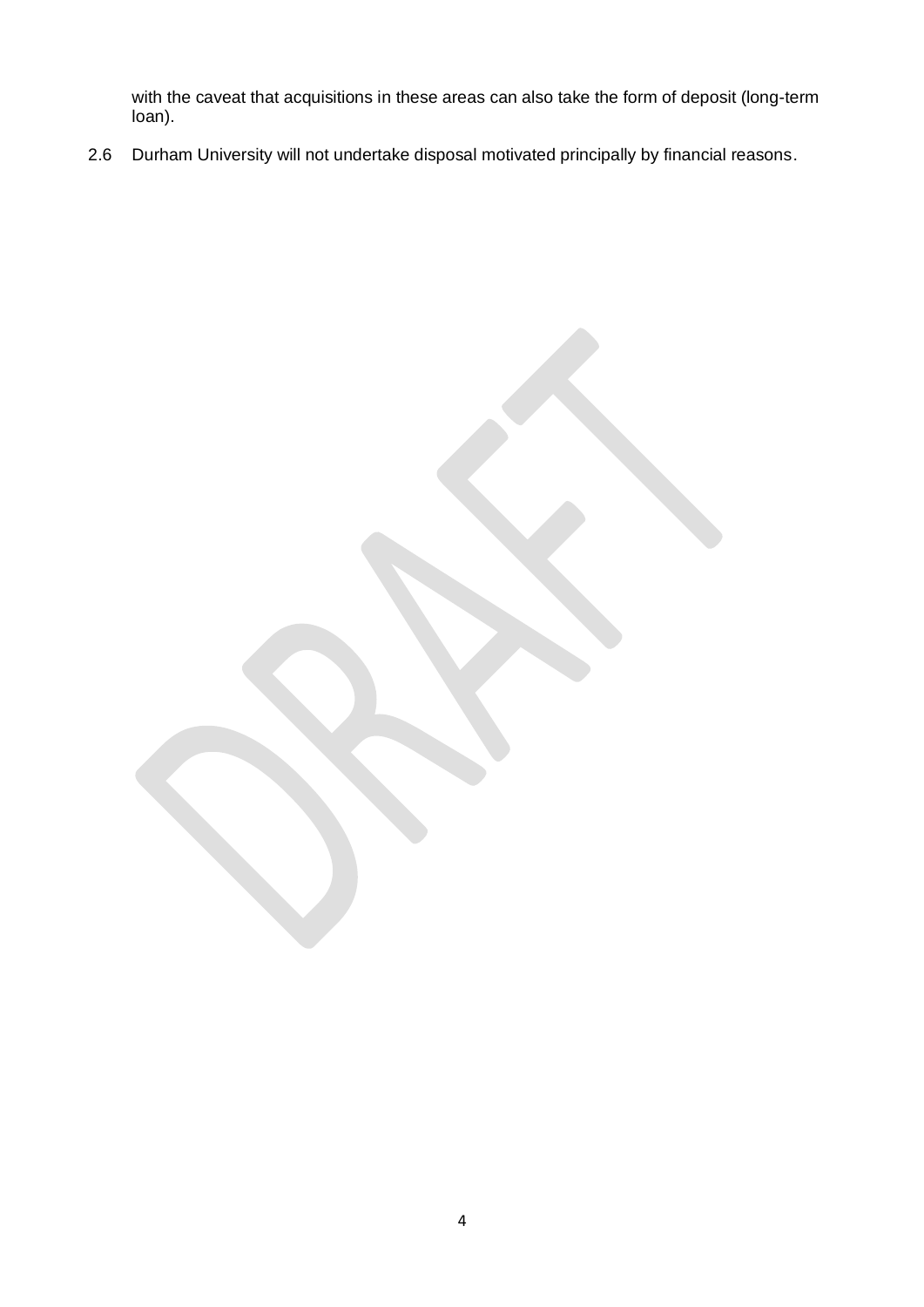with the caveat that acquisitions in these areas can also take the form of deposit (long-term loan).

2.6 Durham University will not undertake disposal motivated principally by financial reasons.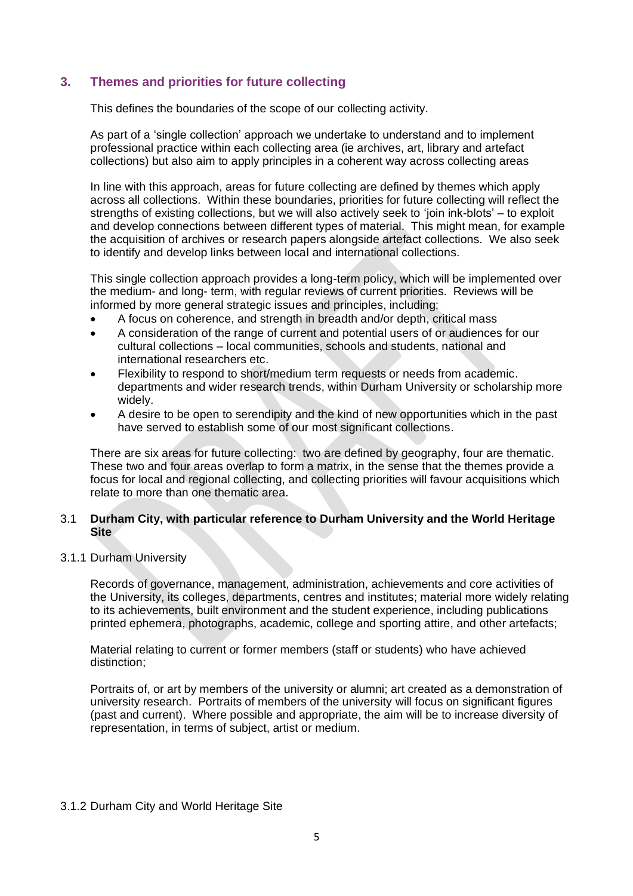## 3. Themes and priorities for future collecting

This defines the boundaries of the scope of our collecting activity.

As part of a 'single collection' approach we undertake to understand and to implement professional practice within each collecting area (ie archives, art, library and artefact collections) but also aim to apply principles in a coherent way across collecting areas

In line with this approach, areas for future collecting are defined by themes which apply across all collections. Within these boundaries, priorities for future collecting will reflect the strengths of existing collections, but we will also actively seek to 'join ink-blots' – to exploit and develop connections between different types of material. This might mean, for example the acquisition of archives or research papers alongside artefact collections. We also seek to identify and develop links between local and international collections.

This single collection approach provides a long-term policy, which will be implemented over the medium- and long- term, with regular reviews of current priorities. Reviews will be informed by more general strategic issues and principles, including:

- A focus on coherence, and strength in breadth and/or depth, critical mass
- A consideration of the range of current and potential users of or audiences for our cultural collections – local communities, schools and students, national and international researchers etc.
- Flexibility to respond to short/medium term requests or needs from academic. departments and wider research trends, within Durham University or scholarship more widely.
- A desire to be open to serendipity and the kind of new opportunities which in the past have served to establish some of our most significant collections.

There are six areas for future collecting: two are defined by geography, four are thematic. These two and four areas overlap to form a matrix, in the sense that the themes provide a focus for local and regional collecting, and collecting priorities will favour acquisitions which relate to more than one thematic area.

### 3.1 Durham City, with particular reference to Durham University and the World Heritage Site

#### 3.1.1 Durham University

Records of governance, management, administration, achievements and core activities of the University, its colleges, departments, centres and institutes; material more widely relating to its achievements, built environment and the student experience, including publications printed ephemera, photographs, academic, college and sporting attire, and other artefacts;

Material relating to current or former members (staff or students) who have achieved distinction;

Portraits of, or art by members of the university or alumni; art created as a demonstration of university research. Portraits of members of the university will focus on significant figures (past and current). Where possible and appropriate, the aim will be to increase diversity of representation, in terms of subject, artist or medium.

#### 3.1.2 Durham City and World Heritage Site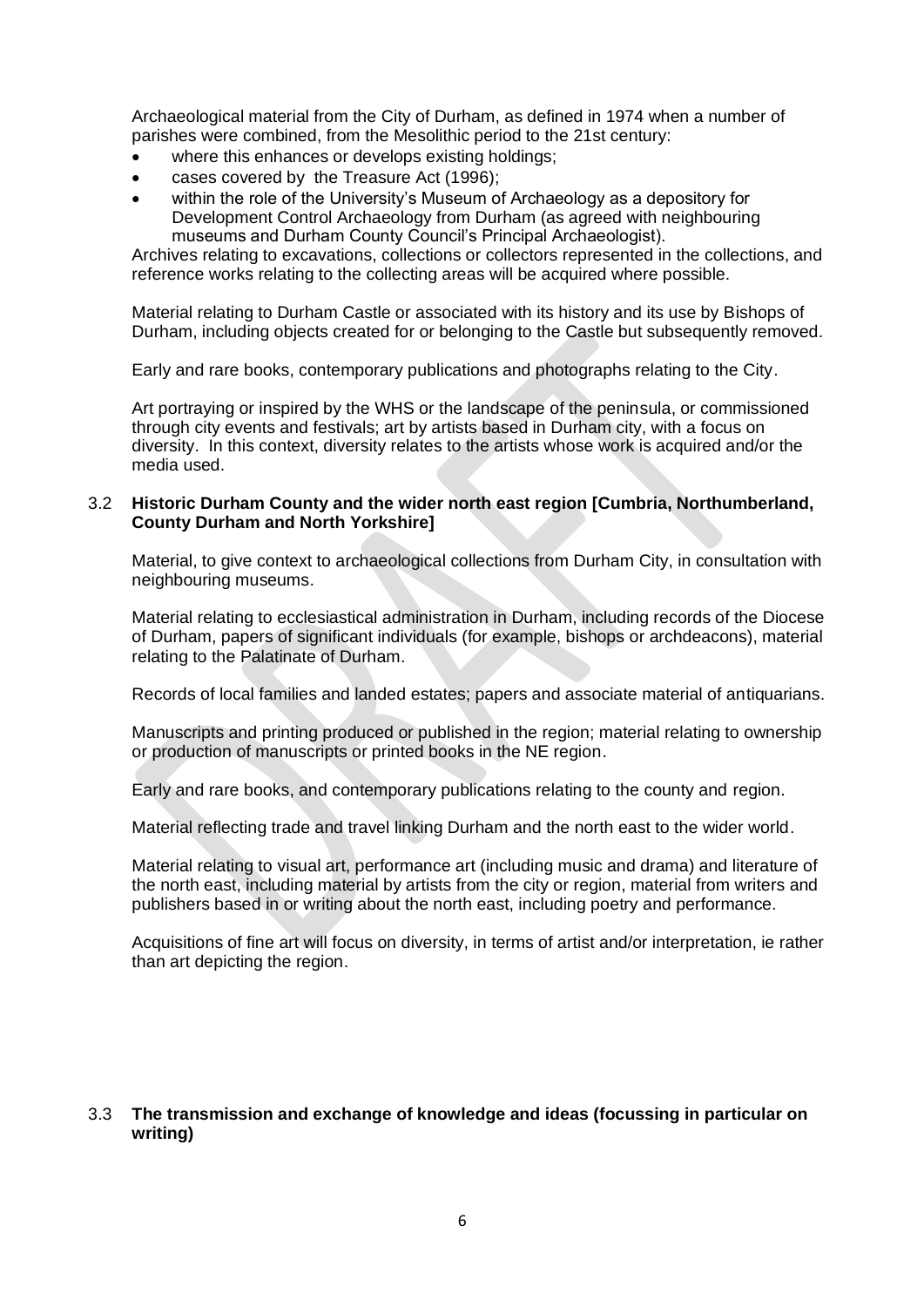Archaeological material from the City of Durham, as defined in 1974 when a number of parishes were combined, from the Mesolithic period to the 21st century:

- where this enhances or develops existing holdings;
- cases covered by the Treasure Act (1996);
- within the role of the University's Museum of Archaeology as a depository for Development Control Archaeology from Durham (as agreed with neighbouring museums and Durham County Council's Principal Archaeologist).

Archives relating to excavations, collections or collectors represented in the collections, and reference works relating to the collecting areas will be acquired where possible.

Material relating to Durham Castle or associated with its history and its use by Bishops of Durham, including objects created for or belonging to the Castle but subsequently removed.

Early and rare books, contemporary publications and photographs relating to the City.

Art portraying or inspired by the WHS or the landscape of the peninsula, or commissioned through city events and festivals; art by artists based in Durham city, with a focus on diversity. In this context, diversity relates to the artists whose work is acquired and/or the media used.

### 3.2 Historic Durham County and the wider north east region [Cumbria, Northumberland, County Durham and North Yorkshire]

Material, to give context to archaeological collections from Durham City, in consultation with neighbouring museums.

Material relating to ecclesiastical administration in Durham, including records of the Diocese of Durham, papers of significant individuals (for example, bishops or archdeacons), material relating to the Palatinate of Durham.

Records of local families and landed estates; papers and associate material of antiquarians.

Manuscripts and printing produced or published in the region; material relating to ownership or production of manuscripts or printed books in the NE region.

Early and rare books, and contemporary publications relating to the county and region.

Material reflecting trade and travel linking Durham and the north east to the wider world.

Material relating to visual art, performance art (including music and drama) and literature of the north east, including material by artists from the city or region, material from writers and publishers based in or writing about the north east, including poetry and performance.

Acquisitions of fine art will focus on diversity, in terms of artist and/or interpretation, ie rather than art depicting the region.

### 3.3 The transmission and exchange of knowledge and ideas (focussing in particular on writing)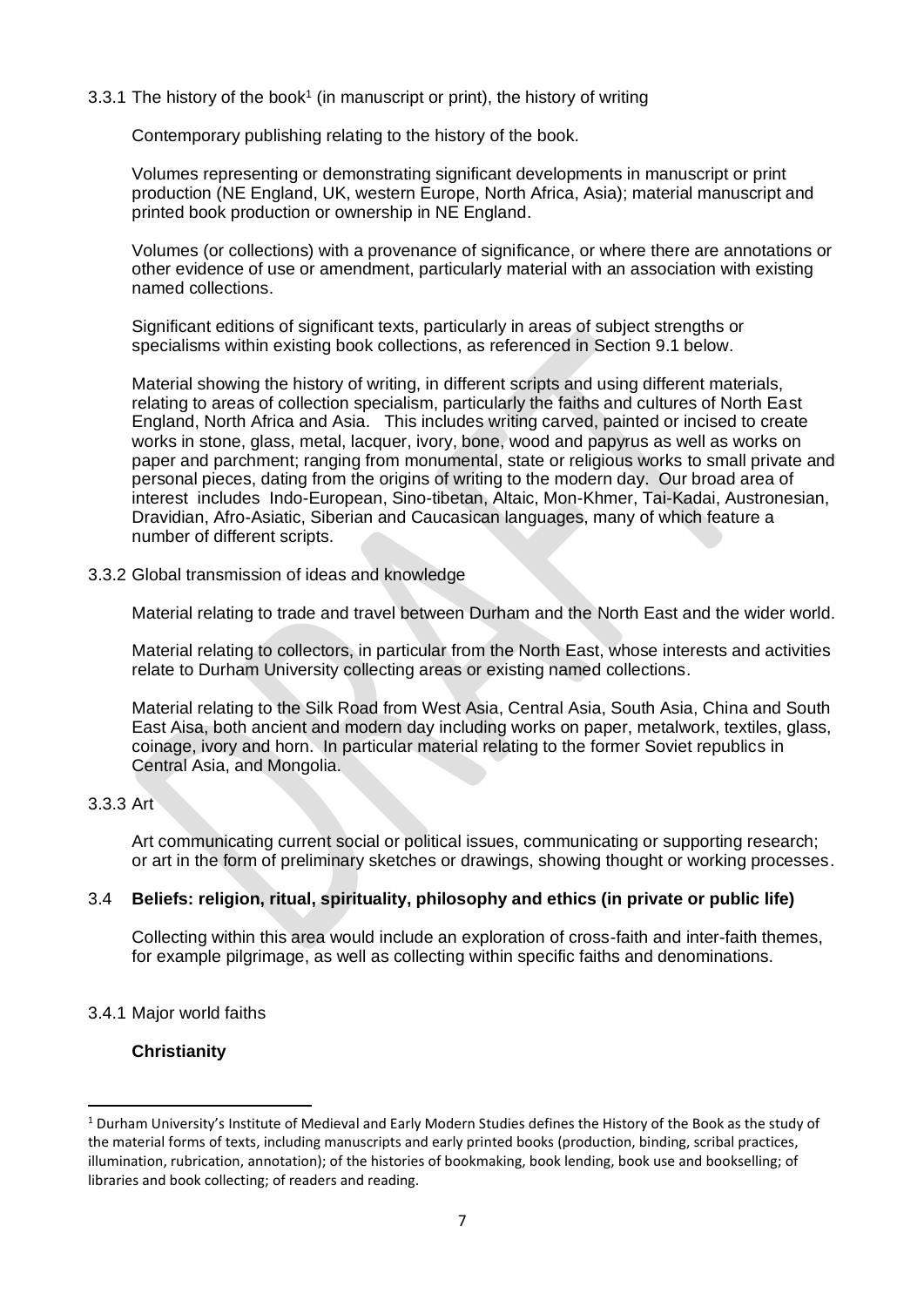### 3.3.1 The history of the book[1] (in manuscript or print), the history of writing

Contemporary publishing relating to the history of the book.

Volumes representing or demonstrating significant developments in manuscript or print production (NE England, UK, western Europe, North Africa, Asia); material manuscript and printed book production or ownership in NE England.

Volumes (or collections) with a provenance of significance, or where there are annotations or other evidence of use or amendment, particularly material with an association with existing named collections.

Significant editions of significant texts, particularly in areas of subject strengths or specialisms within existing book collections, as referenced in Section 9.1 below.

Material showing the history of writing, in different scripts and using different materials, relating to areas of collection specialism, particularly the faiths and cultures of North East England, North Africa and Asia. This includes writing carved, painted or incised to create works in stone, glass, metal, lacquer, ivory, bone, wood and papyrus as well as works on paper and parchment; ranging from monumental, state or religious works to small private and personal pieces, dating from the origins of writing to the modern day. Our broad area of interest includes Indo-European, Sino-tibetan, Altaic, Mon-Khmer, Tai-Kadai, Austronesian, Dravidian, Afro-Asiatic, Siberian and Caucasican languages, many of which feature a number of different scripts.

### 3.3.2 Global transmission of ideas and knowledge

Material relating to trade and travel between Durham and the North East and the wider world.

Material relating to collectors, in particular from the North East, whose interests and activities relate to Durham University collecting areas or existing named collections.

Material relating to the Silk Road from West Asia, Central Asia, South Asia, China and South East Aisa, both ancient and modern day including works on paper, metalwork, textiles, glass, coinage, ivory and horn. In particular material relating to the former Soviet republics in Central Asia, and Mongolia.

### 3.3.3 Art

Art communicating current social or political issues, communicating or supporting research; or art in the form of preliminary sketches or drawings, showing thought or working processes.

## 3.4 **Beliefs: religion, ritual, spirituality, philosophy and ethics (in private or public life)**

Collecting within this area would include an exploration of cross-faith and inter-faith themes, for example pilgrimage, as well as collecting within specific faiths and denominations.

### 3.4.1 Major world faiths

**Christianity**

---

[1] Durham University's Institute of Medieval and Early Modern Studies defines the History of the Book as the study of the material forms of texts, including manuscripts and early printed books (production, binding, scribal practices, illumination, rubrication, annotation); of the histories of bookmaking, book lending, book use and bookselling; of libraries and book collecting; of readers and reading.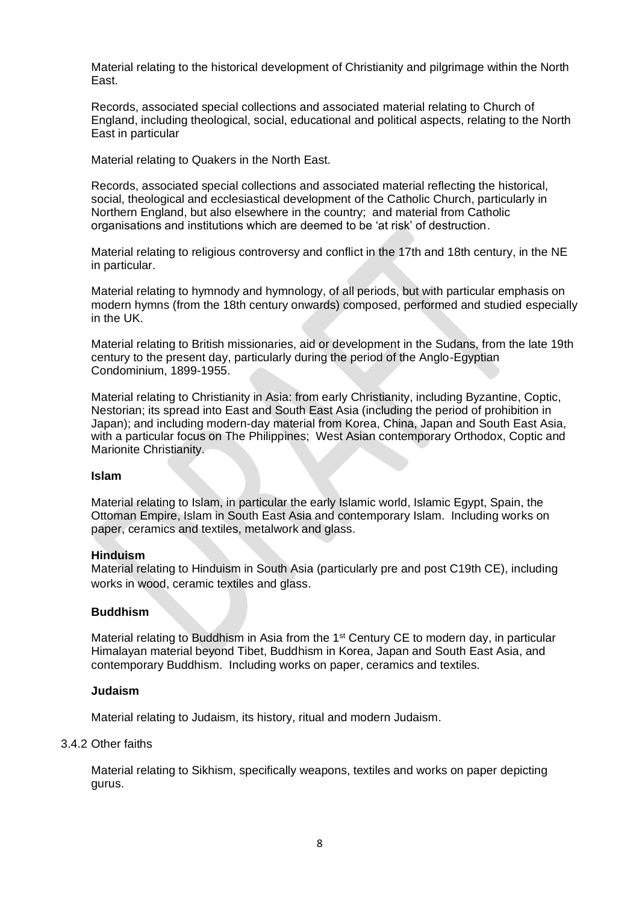Material relating to the historical development of Christianity and pilgrimage within the North East.

Records, associated special collections and associated material relating to Church of England, including theological, social, educational and political aspects, relating to the North East in particular

Material relating to Quakers in the North East.

Records, associated special collections and associated material reflecting the historical, social, theological and ecclesiastical development of the Catholic Church, particularly in Northern England, but also elsewhere in the country; and material from Catholic organisations and institutions which are deemed to be 'at risk' of destruction.

Material relating to religious controversy and conflict in the 17th and 18th century, in the NE in particular.

Material relating to hymnody and hymnology, of all periods, but with particular emphasis on modern hymns (from the 18th century onwards) composed, performed and studied especially in the UK.

Material relating to British missionaries, aid or development in the Sudans, from the late 19th century to the present day, particularly during the period of the Anglo-Egyptian Condominium, 1899-1955.

Material relating to Christianity in Asia: from early Christianity, including Byzantine, Coptic, Nestorian; its spread into East and South East Asia (including the period of prohibition in Japan); and including modern-day material from Korea, China, Japan and South East Asia, with a particular focus on The Philippines; West Asian contemporary Orthodox, Coptic and Marionite Christianity.

**Islam**

Material relating to Islam, in particular the early Islamic world, Islamic Egypt, Spain, the Ottoman Empire, Islam in South East Asia and contemporary Islam. Including works on paper, ceramics and textiles, metalwork and glass.

**Hinduism**

Material relating to Hinduism in South Asia (particularly pre and post C19th CE), including works in wood, ceramic textiles and glass.

**Buddhism**

Material relating to Buddhism in Asia from the 1st Century CE to modern day, in particular Himalayan material beyond Tibet, Buddhism in Korea, Japan and South East Asia, and contemporary Buddhism. Including works on paper, ceramics and textiles.

**Judaism**

Material relating to Judaism, its history, ritual and modern Judaism.

3.4.2 Other faiths

Material relating to Sikhism, specifically weapons, textiles and works on paper depicting gurus.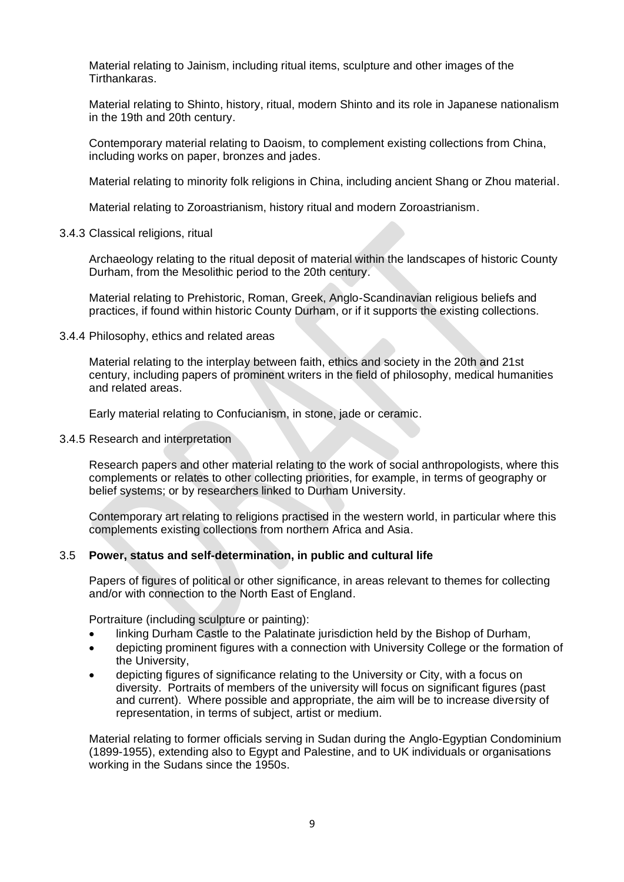Material relating to Jainism, including ritual items, sculpture and other images of the Tirthankaras.

Material relating to Shinto, history, ritual, modern Shinto and its role in Japanese nationalism in the 19th and 20th century.

Contemporary material relating to Daoism, to complement existing collections from China, including works on paper, bronzes and jades.

Material relating to minority folk religions in China, including ancient Shang or Zhou material.

Material relating to Zoroastrianism, history ritual and modern Zoroastrianism.

3.4.3 Classical religions, ritual

Archaeology relating to the ritual deposit of material within the landscapes of historic County Durham, from the Mesolithic period to the 20th century.

Material relating to Prehistoric, Roman, Greek, Anglo-Scandinavian religious beliefs and practices, if found within historic County Durham, or if it supports the existing collections.

3.4.4 Philosophy, ethics and related areas

Material relating to the interplay between faith, ethics and society in the 20th and 21st century, including papers of prominent writers in the field of philosophy, medical humanities and related areas.

Early material relating to Confucianism, in stone, jade or ceramic.

3.4.5 Research and interpretation

Research papers and other material relating to the work of social anthropologists, where this complements or relates to other collecting priorities, for example, in terms of geography or belief systems; or by researchers linked to Durham University.

Contemporary art relating to religions practised in the western world, in particular where this complements existing collections from northern Africa and Asia.

### 3.5 **Power, status and self-determination, in public and cultural life**

Papers of figures of political or other significance, in areas relevant to themes for collecting and/or with connection to the North East of England.

Portraiture (including sculpture or painting):

- linking Durham Castle to the Palatinate jurisdiction held by the Bishop of Durham,
- depicting prominent figures with a connection with University College or the formation of the University,
- depicting figures of significance relating to the University or City, with a focus on diversity. Portraits of members of the university will focus on significant figures (past and current). Where possible and appropriate, the aim will be to increase diversity of representation, in terms of subject, artist or medium.

Material relating to former officials serving in Sudan during the Anglo-Egyptian Condominium (1899-1955), extending also to Egypt and Palestine, and to UK individuals or organisations working in the Sudans since the 1950s.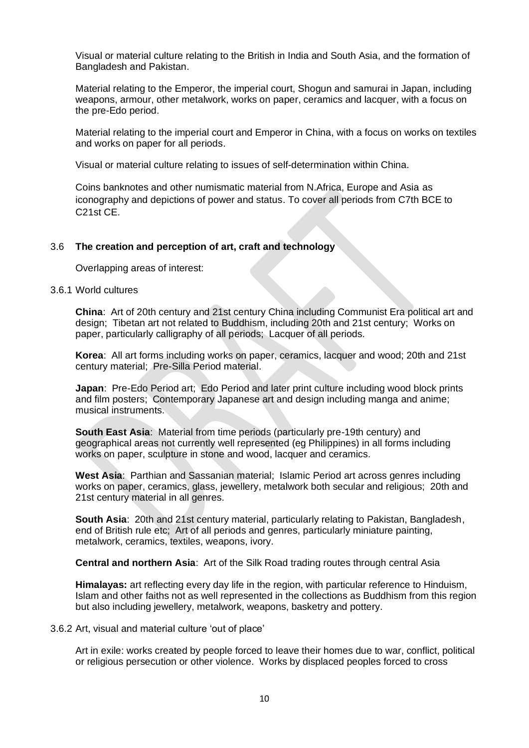Visual or material culture relating to the British in India and South Asia, and the formation of Bangladesh and Pakistan.

Material relating to the Emperor, the imperial court, Shogun and samurai in Japan, including weapons, armour, other metalwork, works on paper, ceramics and lacquer, with a focus on the pre-Edo period.

Material relating to the imperial court and Emperor in China, with a focus on works on textiles and works on paper for all periods.

Visual or material culture relating to issues of self-determination within China.

Coins banknotes and other numismatic material from N.Africa, Europe and Asia as iconography and depictions of power and status. To cover all periods from C7th BCE to C21st CE.

### 3.6 The creation and perception of art, craft and technology

Overlapping areas of interest:

#### 3.6.1 World cultures

**China**: Art of 20th century and 21st century China including Communist Era political art and design; Tibetan art not related to Buddhism, including 20th and 21st century; Works on paper, particularly calligraphy of all periods; Lacquer of all periods.

**Korea**: All art forms including works on paper, ceramics, lacquer and wood; 20th and 21st century material; Pre-Silla Period material.

**Japan**: Pre-Edo Period art; Edo Period and later print culture including wood block prints and film posters; Contemporary Japanese art and design including manga and anime; musical instruments.

**South East Asia**: Material from time periods (particularly pre-19th century) and geographical areas not currently well represented (eg Philippines) in all forms including works on paper, sculpture in stone and wood, lacquer and ceramics.

**West Asia**: Parthian and Sassanian material; Islamic Period art across genres including works on paper, ceramics, glass, jewellery, metalwork both secular and religious; 20th and 21st century material in all genres.

**South Asia**: 20th and 21st century material, particularly relating to Pakistan, Bangladesh, end of British rule etc; Art of all periods and genres, particularly miniature painting, metalwork, ceramics, textiles, weapons, ivory.

**Central and northern Asia**: Art of the Silk Road trading routes through central Asia

**Himalayas:** art reflecting every day life in the region, with particular reference to Hinduism, Islam and other faiths not as well represented in the collections as Buddhism from this region but also including jewellery, metalwork, weapons, basketry and pottery.

#### 3.6.2 Art, visual and material culture 'out of place'

Art in exile: works created by people forced to leave their homes due to war, conflict, political or religious persecution or other violence. Works by displaced peoples forced to cross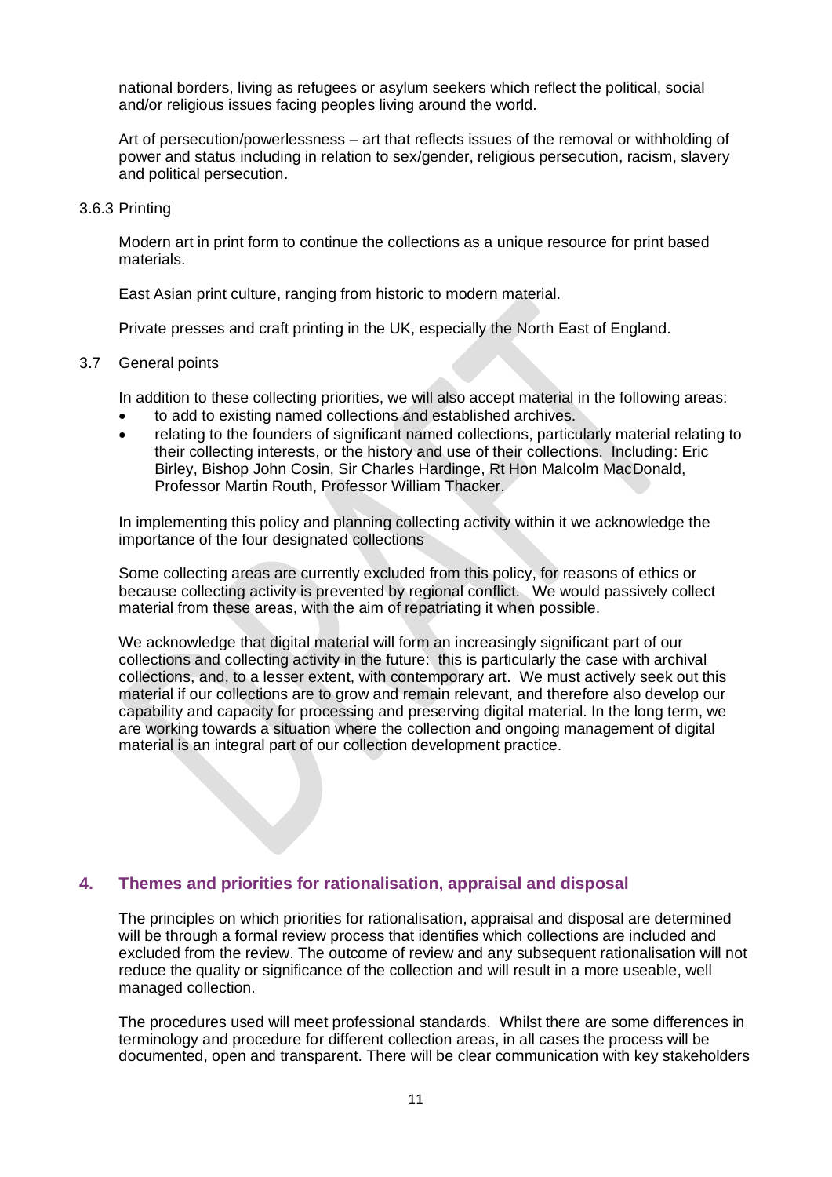national borders, living as refugees or asylum seekers which reflect the political, social and/or religious issues facing peoples living around the world.

Art of persecution/powerlessness – art that reflects issues of the removal or withholding of power and status including in relation to sex/gender, religious persecution, racism, slavery and political persecution.

3.6.3 Printing

Modern art in print form to continue the collections as a unique resource for print based materials.

East Asian print culture, ranging from historic to modern material.

Private presses and craft printing in the UK, especially the North East of England.

3.7 General points

In addition to these collecting priorities, we will also accept material in the following areas:

- to add to existing named collections and established archives.
- relating to the founders of significant named collections, particularly material relating to their collecting interests, or the history and use of their collections. Including: Eric Birley, Bishop John Cosin, Sir Charles Hardinge, Rt Hon Malcolm MacDonald, Professor Martin Routh, Professor William Thacker.

In implementing this policy and planning collecting activity within it we acknowledge the importance of the four designated collections

Some collecting areas are currently excluded from this policy, for reasons of ethics or because collecting activity is prevented by regional conflict. We would passively collect material from these areas, with the aim of repatriating it when possible.

We acknowledge that digital material will form an increasingly significant part of our collections and collecting activity in the future: this is particularly the case with archival collections, and, to a lesser extent, with contemporary art. We must actively seek out this material if our collections are to grow and remain relevant, and therefore also develop our capability and capacity for processing and preserving digital material. In the long term, we are working towards a situation where the collection and ongoing management of digital material is an integral part of our collection development practice.

## 4. Themes and priorities for rationalisation, appraisal and disposal

The principles on which priorities for rationalisation, appraisal and disposal are determined will be through a formal review process that identifies which collections are included and excluded from the review. The outcome of review and any subsequent rationalisation will not reduce the quality or significance of the collection and will result in a more useable, well managed collection.

The procedures used will meet professional standards. Whilst there are some differences in terminology and procedure for different collection areas, in all cases the process will be documented, open and transparent. There will be clear communication with key stakeholders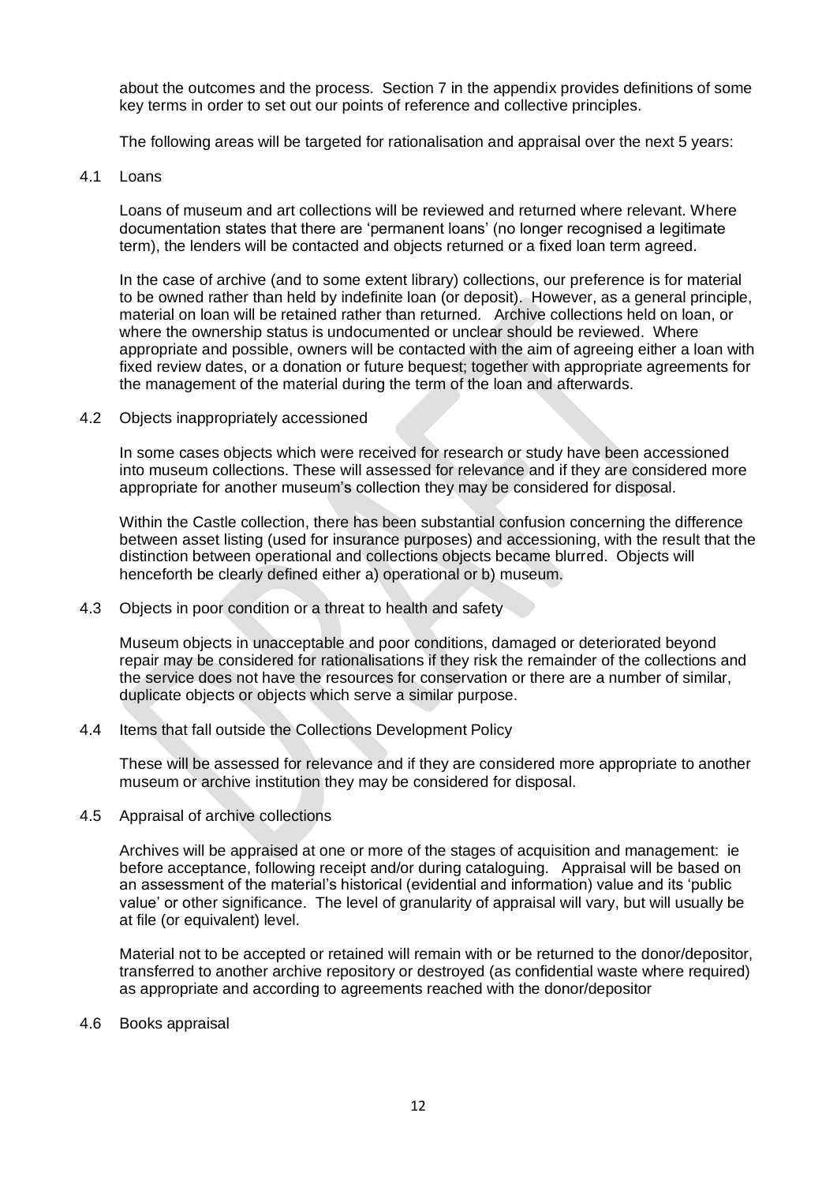about the outcomes and the process. Section 7 in the appendix provides definitions of some key terms in order to set out our points of reference and collective principles.

The following areas will be targeted for rationalisation and appraisal over the next 5 years:

### 4.1 Loans

Loans of museum and art collections will be reviewed and returned where relevant. Where documentation states that there are 'permanent loans' (no longer recognised a legitimate term), the lenders will be contacted and objects returned or a fixed loan term agreed.

In the case of archive (and to some extent library) collections, our preference is for material to be owned rather than held by indefinite loan (or deposit). However, as a general principle, material on loan will be retained rather than returned. Archive collections held on loan, or where the ownership status is undocumented or unclear should be reviewed. Where appropriate and possible, owners will be contacted with the aim of agreeing either a loan with fixed review dates, or a donation or future bequest; together with appropriate agreements for the management of the material during the term of the loan and afterwards.

### 4.2 Objects inappropriately accessioned

In some cases objects which were received for research or study have been accessioned into museum collections. These will assessed for relevance and if they are considered more appropriate for another museum's collection they may be considered for disposal.

Within the Castle collection, there has been substantial confusion concerning the difference between asset listing (used for insurance purposes) and accessioning, with the result that the distinction between operational and collections objects became blurred. Objects will henceforth be clearly defined either a) operational or b) museum.

### 4.3 Objects in poor condition or a threat to health and safety

Museum objects in unacceptable and poor conditions, damaged or deteriorated beyond repair may be considered for rationalisations if they risk the remainder of the collections and the service does not have the resources for conservation or there are a number of similar, duplicate objects or objects which serve a similar purpose.

### 4.4 Items that fall outside the Collections Development Policy

These will be assessed for relevance and if they are considered more appropriate to another museum or archive institution they may be considered for disposal.

### 4.5 Appraisal of archive collections

Archives will be appraised at one or more of the stages of acquisition and management: ie before acceptance, following receipt and/or during cataloguing. Appraisal will be based on an assessment of the material's historical (evidential and information) value and its 'public value' or other significance. The level of granularity of appraisal will vary, but will usually be at file (or equivalent) level.

Material not to be accepted or retained will remain with or be returned to the donor/depositor, transferred to another archive repository or destroyed (as confidential waste where required) as appropriate and according to agreements reached with the donor/depositor

### 4.6 Books appraisal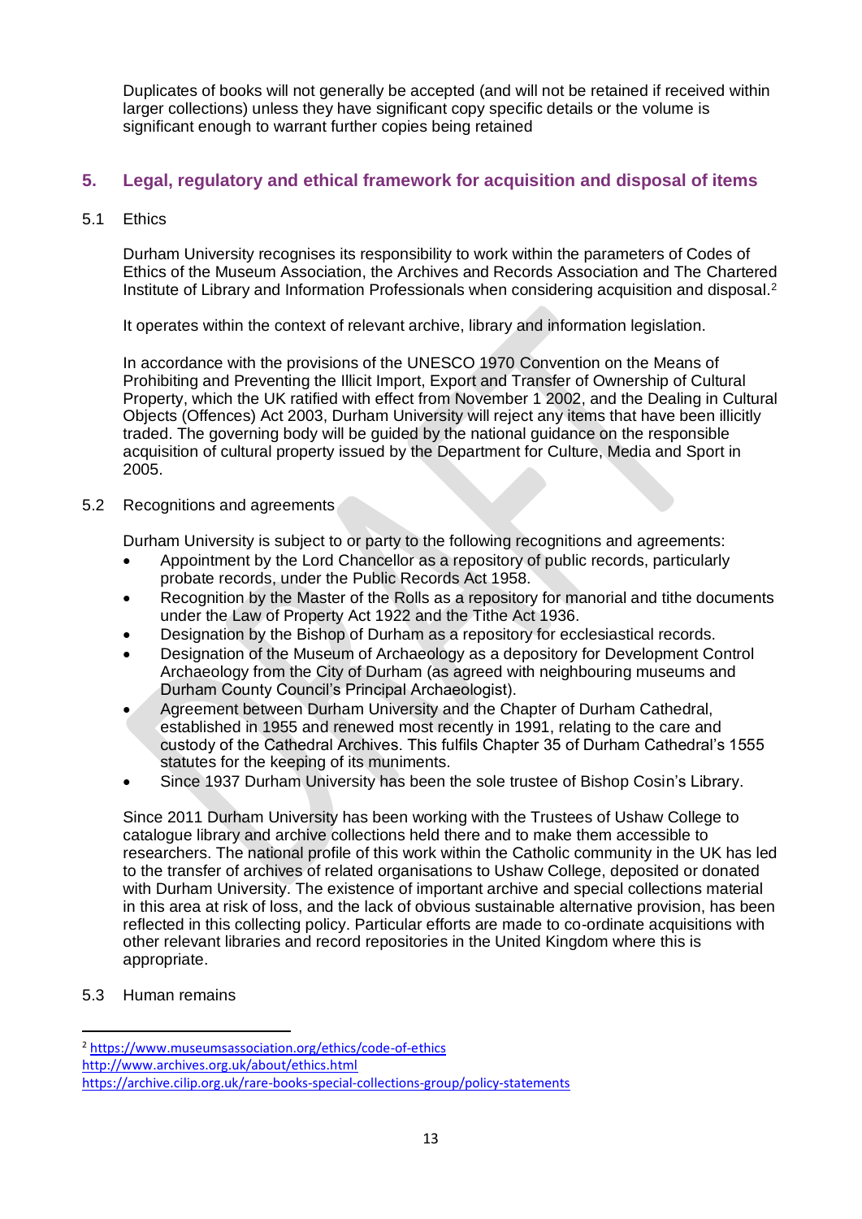Duplicates of books will not generally be accepted (and will not be retained if received within larger collections) unless they have significant copy specific details or the volume is significant enough to warrant further copies being retained

## 5. Legal, regulatory and ethical framework for acquisition and disposal of items

### 5.1 Ethics

Durham University recognises its responsibility to work within the parameters of Codes of Ethics of the Museum Association, the Archives and Records Association and The Chartered Institute of Library and Information Professionals when considering acquisition and disposal.[2]

It operates within the context of relevant archive, library and information legislation.

In accordance with the provisions of the UNESCO 1970 Convention on the Means of Prohibiting and Preventing the Illicit Import, Export and Transfer of Ownership of Cultural Property, which the UK ratified with effect from November 1 2002, and the Dealing in Cultural Objects (Offences) Act 2003, Durham University will reject any items that have been illicitly traded. The governing body will be guided by the national guidance on the responsible acquisition of cultural property issued by the Department for Culture, Media and Sport in 2005.

### 5.2 Recognitions and agreements

Durham University is subject to or party to the following recognitions and agreements:

- Appointment by the Lord Chancellor as a repository of public records, particularly probate records, under the Public Records Act 1958.
- Recognition by the Master of the Rolls as a repository for manorial and tithe documents under the Law of Property Act 1922 and the Tithe Act 1936.
- Designation by the Bishop of Durham as a repository for ecclesiastical records.
- Designation of the Museum of Archaeology as a depository for Development Control Archaeology from the City of Durham (as agreed with neighbouring museums and Durham County Council's Principal Archaeologist).
- Agreement between Durham University and the Chapter of Durham Cathedral, established in 1955 and renewed most recently in 1991, relating to the care and custody of the Cathedral Archives. This fulfils Chapter 35 of Durham Cathedral's 1555 statutes for the keeping of its muniments.
- Since 1937 Durham University has been the sole trustee of Bishop Cosin's Library.

Since 2011 Durham University has been working with the Trustees of Ushaw College to catalogue library and archive collections held there and to make them accessible to researchers. The national profile of this work within the Catholic community in the UK has led to the transfer of archives of related organisations to Ushaw College, deposited or donated with Durham University. The existence of important archive and special collections material in this area at risk of loss, and the lack of obvious sustainable alternative provision, has been reflected in this collecting policy. Particular efforts are made to co-ordinate acquisitions with other relevant libraries and record repositories in the United Kingdom where this is appropriate.

### 5.3 Human remains

---

[2] https://www.museumsassociation.org/ethics/code-of-ethics
http://www.archives.org.uk/about/ethics.html
https://archive.cilip.org.uk/rare-books-special-collections-group/policy-statements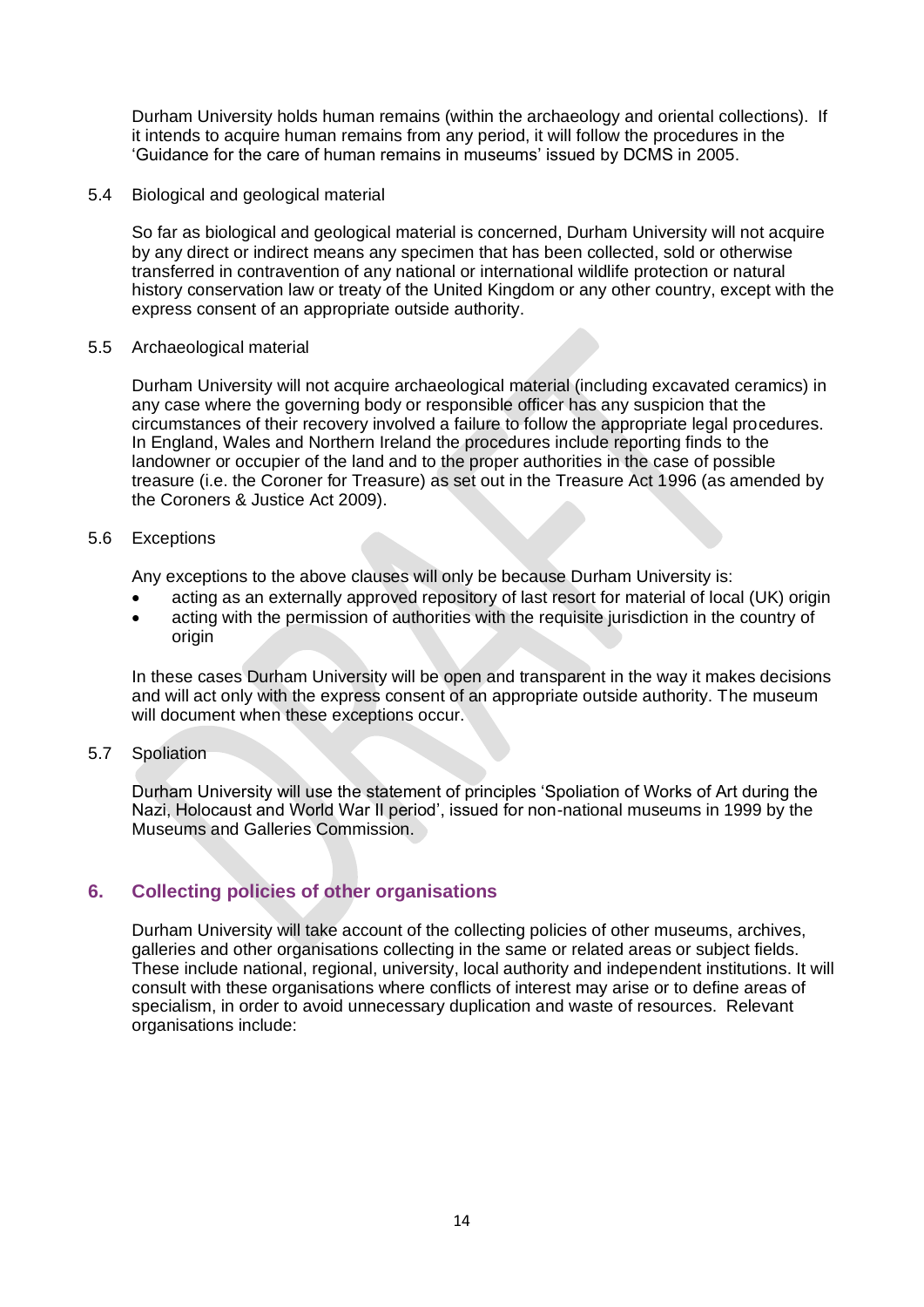Durham University holds human remains (within the archaeology and oriental collections). If it intends to acquire human remains from any period, it will follow the procedures in the 'Guidance for the care of human remains in museums' issued by DCMS in 2005.

5.4 Biological and geological material

So far as biological and geological material is concerned, Durham University will not acquire by any direct or indirect means any specimen that has been collected, sold or otherwise transferred in contravention of any national or international wildlife protection or natural history conservation law or treaty of the United Kingdom or any other country, except with the express consent of an appropriate outside authority.

5.5 Archaeological material

Durham University will not acquire archaeological material (including excavated ceramics) in any case where the governing body or responsible officer has any suspicion that the circumstances of their recovery involved a failure to follow the appropriate legal procedures. In England, Wales and Northern Ireland the procedures include reporting finds to the landowner or occupier of the land and to the proper authorities in the case of possible treasure (i.e. the Coroner for Treasure) as set out in the Treasure Act 1996 (as amended by the Coroners & Justice Act 2009).

5.6 Exceptions

Any exceptions to the above clauses will only be because Durham University is:

- acting as an externally approved repository of last resort for material of local (UK) origin
- acting with the permission of authorities with the requisite jurisdiction in the country of origin

In these cases Durham University will be open and transparent in the way it makes decisions and will act only with the express consent of an appropriate outside authority. The museum will document when these exceptions occur.

5.7 Spoliation

Durham University will use the statement of principles 'Spoliation of Works of Art during the Nazi, Holocaust and World War II period', issued for non-national museums in 1999 by the Museums and Galleries Commission.

## 6. Collecting policies of other organisations

Durham University will take account of the collecting policies of other museums, archives, galleries and other organisations collecting in the same or related areas or subject fields. These include national, regional, university, local authority and independent institutions. It will consult with these organisations where conflicts of interest may arise or to define areas of specialism, in order to avoid unnecessary duplication and waste of resources. Relevant organisations include: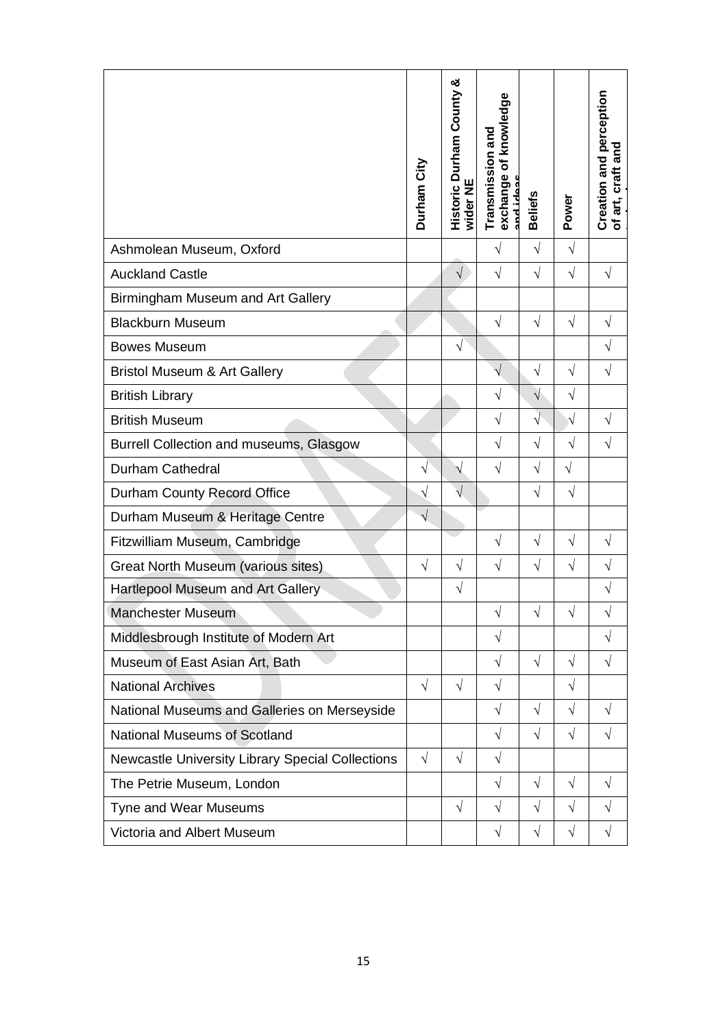| | Durham City | Historic Durham County & wider NE | Transmission and exchange of knowledge and ideas | Beliefs | Power | Creation and perception of art, craft and |
|---|---|---|---|---|---|---|
| Ashmolean Museum, Oxford | | | √ | √ | √ | |
| Auckland Castle | | √ | √ | √ | √ | √ |
| Birmingham Museum and Art Gallery | | | | | | |
| Blackburn Museum | | | √ | √ | √ | √ |
| Bowes Museum | | √ | | | | √ |
| Bristol Museum & Art Gallery | | | √ | √ | √ | √ |
| British Library | | | √ | √ | √ | |
| British Museum | | | √ | √ | √ | √ |
| Burrell Collection and museums, Glasgow | | | √ | √ | √ | √ |
| Durham Cathedral | √ | √ | √ | √ | √ | |
| Durham County Record Office | √ | √ | | √ | √ | |
| Durham Museum & Heritage Centre | √ | | | | | |
| Fitzwilliam Museum, Cambridge | | | √ | √ | √ | √ |
| Great North Museum (various sites) | √ | √ | √ | √ | √ | √ |
| Hartlepool Museum and Art Gallery | | √ | | | | √ |
| Manchester Museum | | | √ | √ | √ | √ |
| Middlesbrough Institute of Modern Art | | | √ | | | √ |
| Museum of East Asian Art, Bath | | | √ | √ | √ | √ |
| National Archives | √ | √ | √ | | √ | |
| National Museums and Galleries on Merseyside | | | √ | √ | √ | √ |
| National Museums of Scotland | | | √ | √ | √ | √ |
| Newcastle University Library Special Collections | √ | √ | √ | | | |
| The Petrie Museum, London | | | √ | √ | √ | √ |
| Tyne and Wear Museums | | √ | √ | √ | √ | √ |
| Victoria and Albert Museum | | | √ | √ | √ | √ |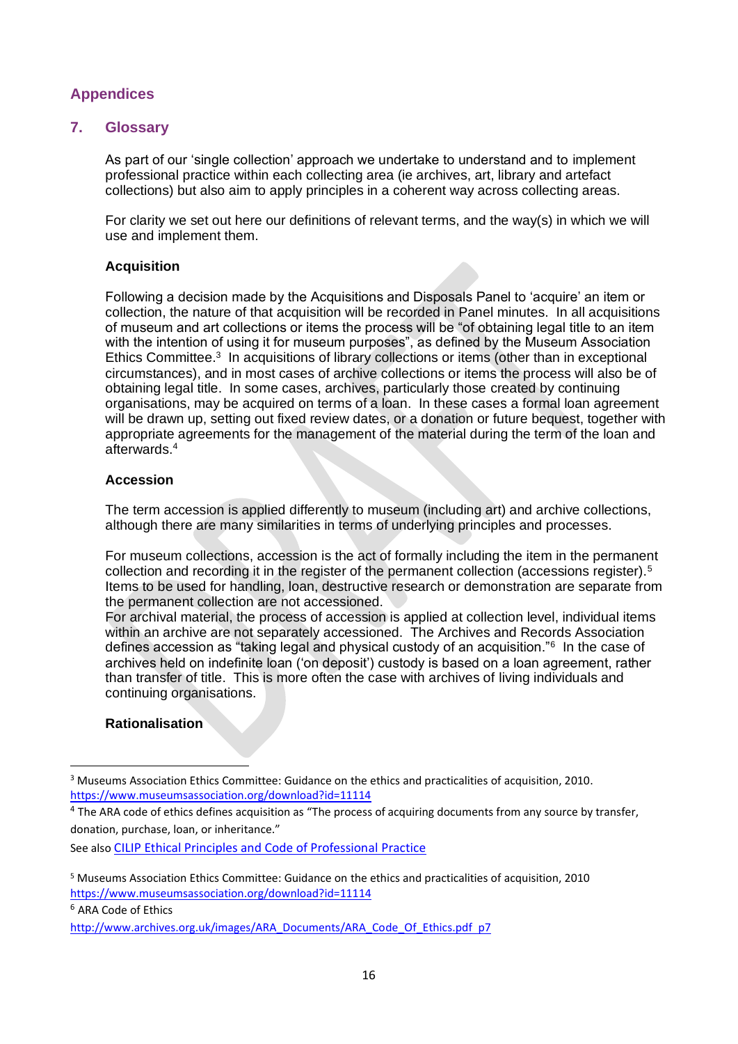## Appendices

## 7. Glossary

As part of our 'single collection' approach we undertake to understand and to implement professional practice within each collecting area (ie archives, art, library and artefact collections) but also aim to apply principles in a coherent way across collecting areas.

For clarity we set out here our definitions of relevant terms, and the way(s) in which we will use and implement them.

### Acquisition

Following a decision made by the Acquisitions and Disposals Panel to 'acquire' an item or collection, the nature of that acquisition will be recorded in Panel minutes. In all acquisitions of museum and art collections or items the process will be "of obtaining legal title to an item with the intention of using it for museum purposes", as defined by the Museum Association Ethics Committee.[3] In acquisitions of library collections or items (other than in exceptional circumstances), and in most cases of archive collections or items the process will also be of obtaining legal title. In some cases, archives, particularly those created by continuing organisations, may be acquired on terms of a loan. In these cases a formal loan agreement will be drawn up, setting out fixed review dates, or a donation or future bequest, together with appropriate agreements for the management of the material during the term of the loan and afterwards.[4]

### Accession

The term accession is applied differently to museum (including art) and archive collections, although there are many similarities in terms of underlying principles and processes.

For museum collections, accession is the act of formally including the item in the permanent collection and recording it in the register of the permanent collection (accessions register).[5] Items to be used for handling, loan, destructive research or demonstration are separate from the permanent collection are not accessioned.
For archival material, the process of accession is applied at collection level, individual items within an archive are not separately accessioned. The Archives and Records Association defines accession as "taking legal and physical custody of an acquisition."[6] In the case of archives held on indefinite loan ('on deposit') custody is based on a loan agreement, rather than transfer of title. This is more often the case with archives of living individuals and continuing organisations.

### Rationalisation

---

[3] Museums Association Ethics Committee: Guidance on the ethics and practicalities of acquisition, 2010. https://www.museumsassociation.org/download?id=11114

[4] The ARA code of ethics defines acquisition as "The process of acquiring documents from any source by transfer, donation, purchase, loan, or inheritance."

See also CILIP Ethical Principles and Code of Professional Practice

[5] Museums Association Ethics Committee: Guidance on the ethics and practicalities of acquisition, 2010 https://www.museumsassociation.org/download?id=11114

[6] ARA Code of Ethics http://www.archives.org.uk/images/ARA_Documents/ARA_Code_Of_Ethics.pdf p7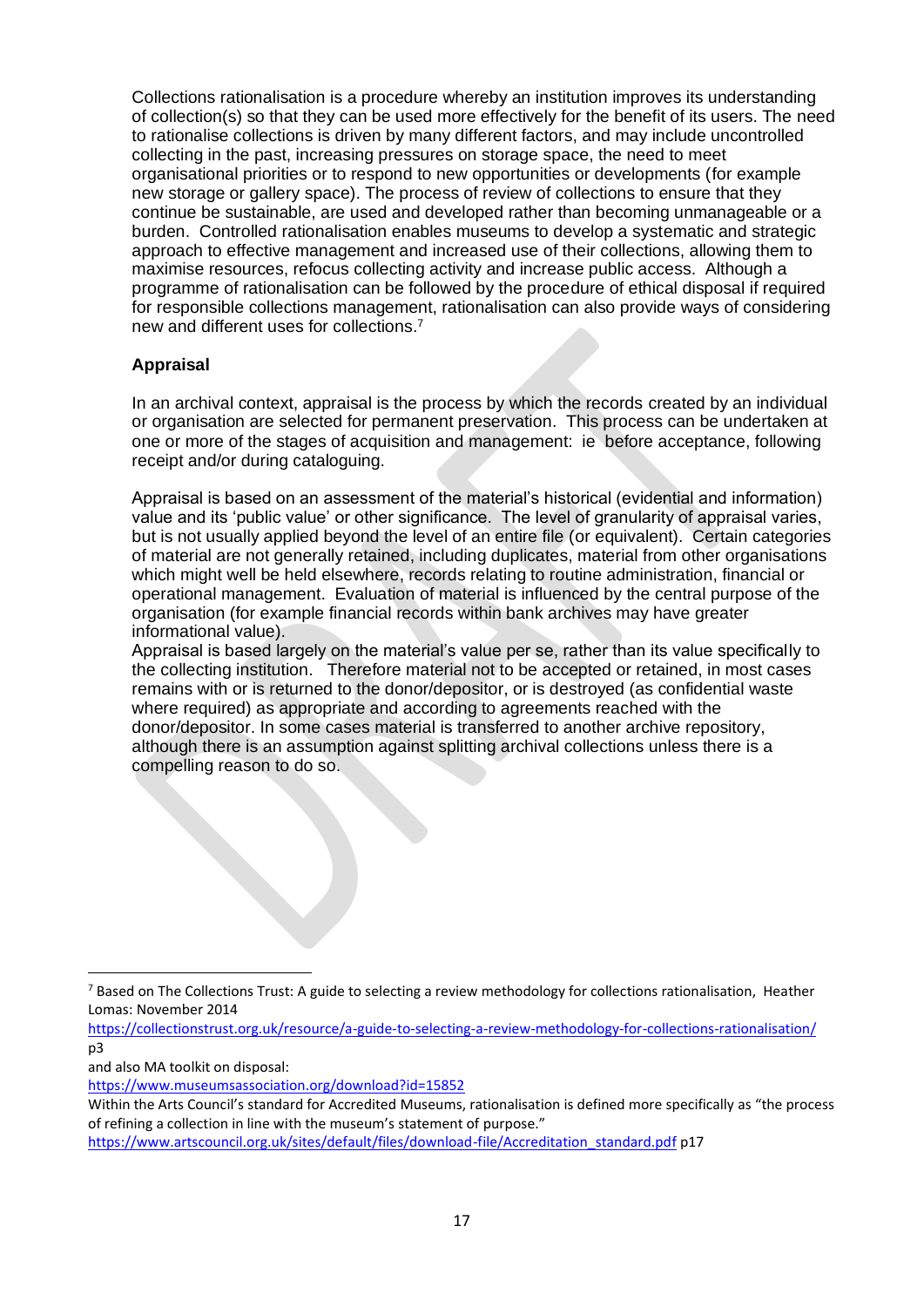Collections rationalisation is a procedure whereby an institution improves its understanding of collection(s) so that they can be used more effectively for the benefit of its users. The need to rationalise collections is driven by many different factors, and may include uncontrolled collecting in the past, increasing pressures on storage space, the need to meet organisational priorities or to respond to new opportunities or developments (for example new storage or gallery space). The process of review of collections to ensure that they continue be sustainable, are used and developed rather than becoming unmanageable or a burden. Controlled rationalisation enables museums to develop a systematic and strategic approach to effective management and increased use of their collections, allowing them to maximise resources, refocus collecting activity and increase public access. Although a programme of rationalisation can be followed by the procedure of ethical disposal if required for responsible collections management, rationalisation can also provide ways of considering new and different uses for collections.[7]

**Appraisal**

In an archival context, appraisal is the process by which the records created by an individual or organisation are selected for permanent preservation. This process can be undertaken at one or more of the stages of acquisition and management: ie before acceptance, following receipt and/or during cataloguing.

Appraisal is based on an assessment of the material's historical (evidential and information) value and its 'public value' or other significance. The level of granularity of appraisal varies, but is not usually applied beyond the level of an entire file (or equivalent). Certain categories of material are not generally retained, including duplicates, material from other organisations which might well be held elsewhere, records relating to routine administration, financial or operational management. Evaluation of material is influenced by the central purpose of the organisation (for example financial records within bank archives may have greater informational value).

Appraisal is based largely on the material's value per se, rather than its value specifically to the collecting institution. Therefore material not to be accepted or retained, in most cases remains with or is returned to the donor/depositor, or is destroyed (as confidential waste where required) as appropriate and according to agreements reached with the donor/depositor. In some cases material is transferred to another archive repository, although there is an assumption against splitting archival collections unless there is a compelling reason to do so.

---

[7] Based on The Collections Trust: A guide to selecting a review methodology for collections rationalisation, Heather Lomas: November 2014
https://collectionstrust.org.uk/resource/a-guide-to-selecting-a-review-methodology-for-collections-rationalisation/ p3
and also MA toolkit on disposal:
https://www.museumsassociation.org/download?id=15852
Within the Arts Council's standard for Accredited Museums, rationalisation is defined more specifically as "the process of refining a collection in line with the museum's statement of purpose."
https://www.artscouncil.org.uk/sites/default/files/download-file/Accreditation_standard.pdf p17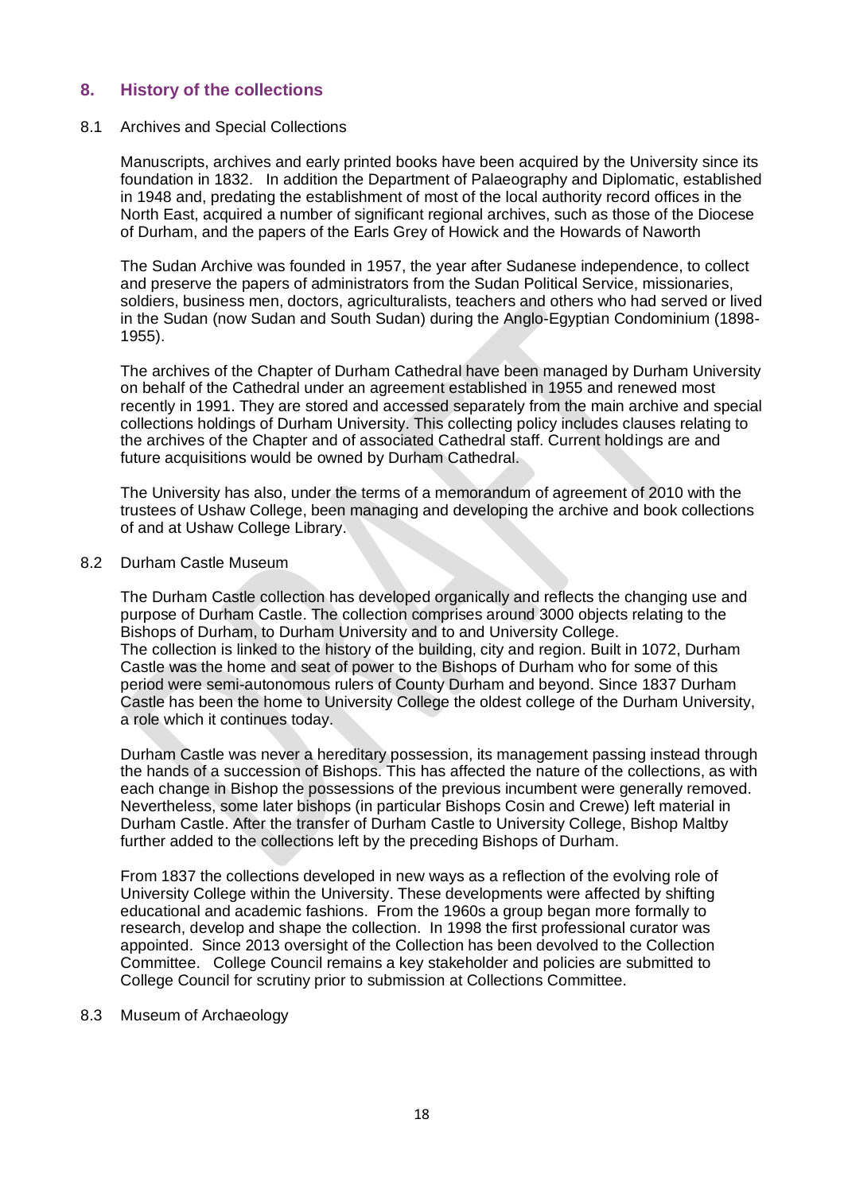## 8. History of the collections

### 8.1 Archives and Special Collections

Manuscripts, archives and early printed books have been acquired by the University since its foundation in 1832. In addition the Department of Palaeography and Diplomatic, established in 1948 and, predating the establishment of most of the local authority record offices in the North East, acquired a number of significant regional archives, such as those of the Diocese of Durham, and the papers of the Earls Grey of Howick and the Howards of Naworth

The Sudan Archive was founded in 1957, the year after Sudanese independence, to collect and preserve the papers of administrators from the Sudan Political Service, missionaries, soldiers, business men, doctors, agriculturalists, teachers and others who had served or lived in the Sudan (now Sudan and South Sudan) during the Anglo-Egyptian Condominium (1898-1955).

The archives of the Chapter of Durham Cathedral have been managed by Durham University on behalf of the Cathedral under an agreement established in 1955 and renewed most recently in 1991. They are stored and accessed separately from the main archive and special collections holdings of Durham University. This collecting policy includes clauses relating to the archives of the Chapter and of associated Cathedral staff. Current holdings are and future acquisitions would be owned by Durham Cathedral.

The University has also, under the terms of a memorandum of agreement of 2010 with the trustees of Ushaw College, been managing and developing the archive and book collections of and at Ushaw College Library.

### 8.2 Durham Castle Museum

The Durham Castle collection has developed organically and reflects the changing use and purpose of Durham Castle. The collection comprises around 3000 objects relating to the Bishops of Durham, to Durham University and to and University College.
The collection is linked to the history of the building, city and region. Built in 1072, Durham Castle was the home and seat of power to the Bishops of Durham who for some of this period were semi-autonomous rulers of County Durham and beyond. Since 1837 Durham Castle has been the home to University College the oldest college of the Durham University, a role which it continues today.

Durham Castle was never a hereditary possession, its management passing instead through the hands of a succession of Bishops. This has affected the nature of the collections, as with each change in Bishop the possessions of the previous incumbent were generally removed. Nevertheless, some later bishops (in particular Bishops Cosin and Crewe) left material in Durham Castle. After the transfer of Durham Castle to University College, Bishop Maltby further added to the collections left by the preceding Bishops of Durham.

From 1837 the collections developed in new ways as a reflection of the evolving role of University College within the University. These developments were affected by shifting educational and academic fashions. From the 1960s a group began more formally to research, develop and shape the collection. In 1998 the first professional curator was appointed. Since 2013 oversight of the Collection has been devolved to the Collection Committee. College Council remains a key stakeholder and policies are submitted to College Council for scrutiny prior to submission at Collections Committee.

### 8.3 Museum of Archaeology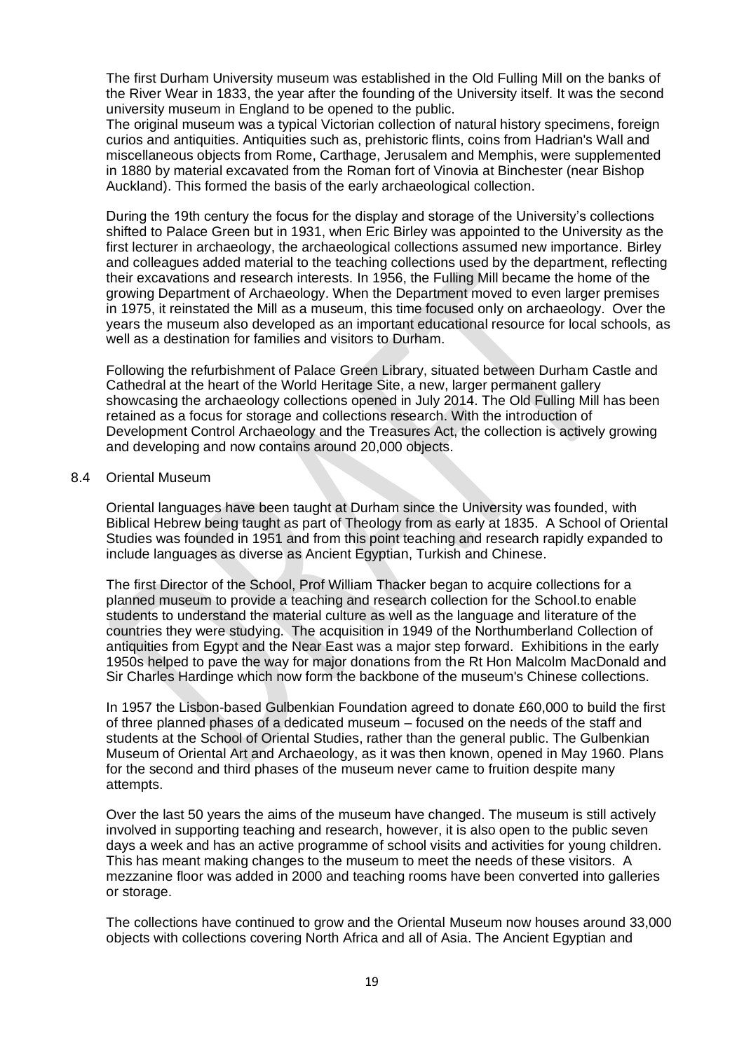The first Durham University museum was established in the Old Fulling Mill on the banks of the River Wear in 1833, the year after the founding of the University itself. It was the second university museum in England to be opened to the public.
The original museum was a typical Victorian collection of natural history specimens, foreign curios and antiquities. Antiquities such as, prehistoric flints, coins from Hadrian's Wall and miscellaneous objects from Rome, Carthage, Jerusalem and Memphis, were supplemented in 1880 by material excavated from the Roman fort of Vinovia at Binchester (near Bishop Auckland). This formed the basis of the early archaeological collection.

During the 19th century the focus for the display and storage of the University's collections shifted to Palace Green but in 1931, when Eric Birley was appointed to the University as the first lecturer in archaeology, the archaeological collections assumed new importance. Birley and colleagues added material to the teaching collections used by the department, reflecting their excavations and research interests. In 1956, the Fulling Mill became the home of the growing Department of Archaeology. When the Department moved to even larger premises in 1975, it reinstated the Mill as a museum, this time focused only on archaeology. Over the years the museum also developed as an important educational resource for local schools, as well as a destination for families and visitors to Durham.

Following the refurbishment of Palace Green Library, situated between Durham Castle and Cathedral at the heart of the World Heritage Site, a new, larger permanent gallery showcasing the archaeology collections opened in July 2014. The Old Fulling Mill has been retained as a focus for storage and collections research. With the introduction of Development Control Archaeology and the Treasures Act, the collection is actively growing and developing and now contains around 20,000 objects.

## 8.4 Oriental Museum

Oriental languages have been taught at Durham since the University was founded, with Biblical Hebrew being taught as part of Theology from as early at 1835. A School of Oriental Studies was founded in 1951 and from this point teaching and research rapidly expanded to include languages as diverse as Ancient Egyptian, Turkish and Chinese.

The first Director of the School, Prof William Thacker began to acquire collections for a planned museum to provide a teaching and research collection for the School.to enable students to understand the material culture as well as the language and literature of the countries they were studying. The acquisition in 1949 of the Northumberland Collection of antiquities from Egypt and the Near East was a major step forward. Exhibitions in the early 1950s helped to pave the way for major donations from the Rt Hon Malcolm MacDonald and Sir Charles Hardinge which now form the backbone of the museum's Chinese collections.

In 1957 the Lisbon-based Gulbenkian Foundation agreed to donate £60,000 to build the first of three planned phases of a dedicated museum – focused on the needs of the staff and students at the School of Oriental Studies, rather than the general public. The Gulbenkian Museum of Oriental Art and Archaeology, as it was then known, opened in May 1960. Plans for the second and third phases of the museum never came to fruition despite many attempts.

Over the last 50 years the aims of the museum have changed. The museum is still actively involved in supporting teaching and research, however, it is also open to the public seven days a week and has an active programme of school visits and activities for young children. This has meant making changes to the museum to meet the needs of these visitors. A mezzanine floor was added in 2000 and teaching rooms have been converted into galleries or storage.

The collections have continued to grow and the Oriental Museum now houses around 33,000 objects with collections covering North Africa and all of Asia. The Ancient Egyptian and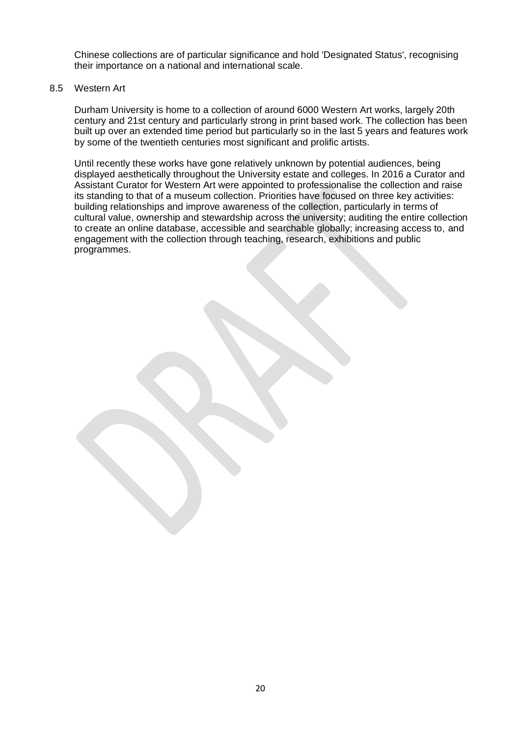Chinese collections are of particular significance and hold 'Designated Status', recognising their importance on a national and international scale.

## 8.5 Western Art

Durham University is home to a collection of around 6000 Western Art works, largely 20th century and 21st century and particularly strong in print based work. The collection has been built up over an extended time period but particularly so in the last 5 years and features work by some of the twentieth centuries most significant and prolific artists.

Until recently these works have gone relatively unknown by potential audiences, being displayed aesthetically throughout the University estate and colleges. In 2016 a Curator and Assistant Curator for Western Art were appointed to professionalise the collection and raise its standing to that of a museum collection. Priorities have focused on three key activities: building relationships and improve awareness of the collection, particularly in terms of cultural value, ownership and stewardship across the university; auditing the entire collection to create an online database, accessible and searchable globally; increasing access to, and engagement with the collection through teaching, research, exhibitions and public programmes.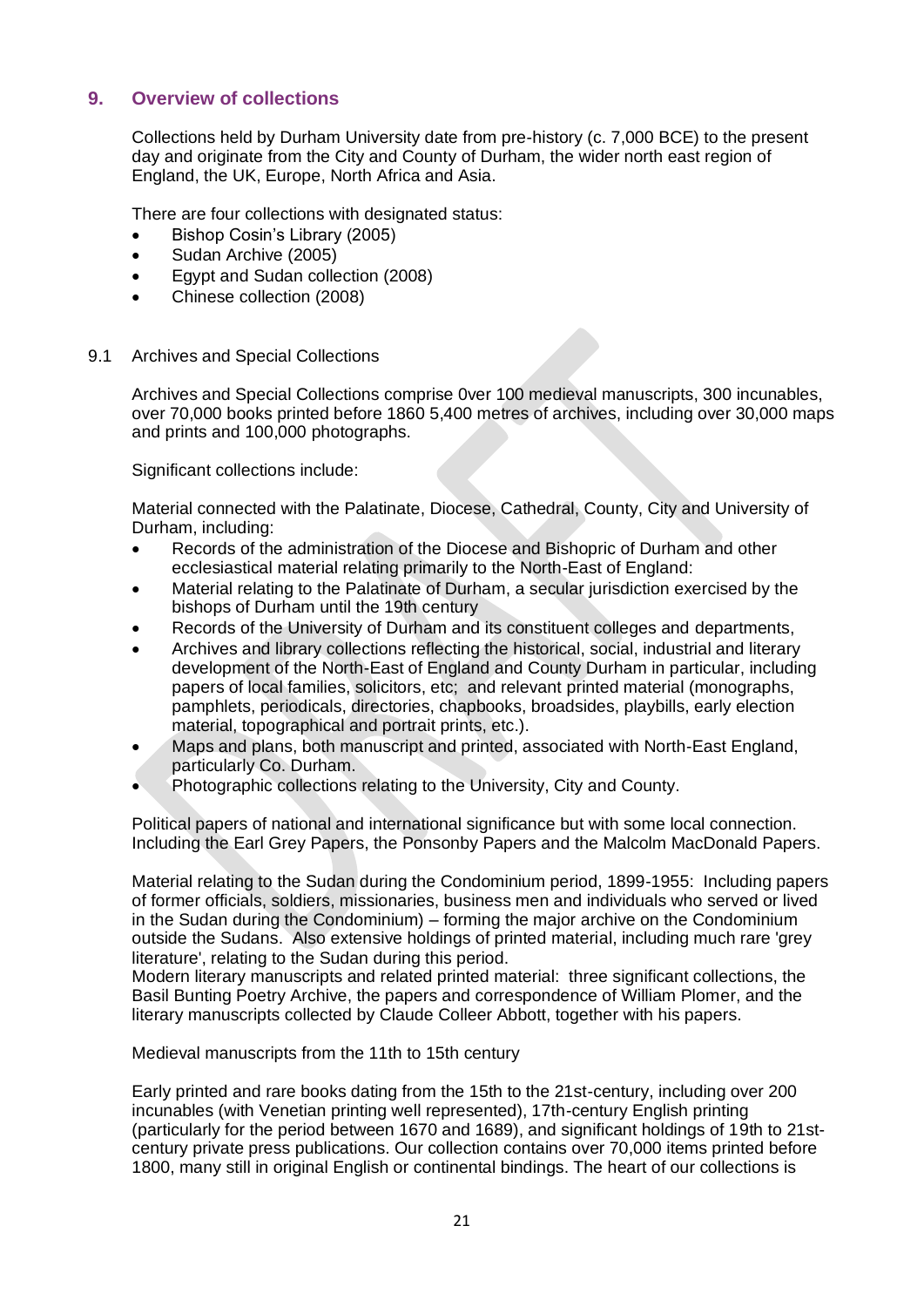## 9. Overview of collections

Collections held by Durham University date from pre-history (c. 7,000 BCE) to the present day and originate from the City and County of Durham, the wider north east region of England, the UK, Europe, North Africa and Asia.

There are four collections with designated status:

- Bishop Cosin's Library (2005)
- Sudan Archive (2005)
- Egypt and Sudan collection (2008)
- Chinese collection (2008)

### 9.1 Archives and Special Collections

Archives and Special Collections comprise 0ver 100 medieval manuscripts, 300 incunables, over 70,000 books printed before 1860 5,400 metres of archives, including over 30,000 maps and prints and 100,000 photographs.

Significant collections include:

Material connected with the Palatinate, Diocese, Cathedral, County, City and University of Durham, including:

- Records of the administration of the Diocese and Bishopric of Durham and other ecclesiastical material relating primarily to the North-East of England:
- Material relating to the Palatinate of Durham, a secular jurisdiction exercised by the bishops of Durham until the 19th century
- Records of the University of Durham and its constituent colleges and departments,
- Archives and library collections reflecting the historical, social, industrial and literary development of the North-East of England and County Durham in particular, including papers of local families, solicitors, etc; and relevant printed material (monographs, pamphlets, periodicals, directories, chapbooks, broadsides, playbills, early election material, topographical and portrait prints, etc.).
- Maps and plans, both manuscript and printed, associated with North-East England, particularly Co. Durham.
- Photographic collections relating to the University, City and County.

Political papers of national and international significance but with some local connection. Including the Earl Grey Papers, the Ponsonby Papers and the Malcolm MacDonald Papers.

Material relating to the Sudan during the Condominium period, 1899-1955: Including papers of former officials, soldiers, missionaries, business men and individuals who served or lived in the Sudan during the Condominium) – forming the major archive on the Condominium outside the Sudans. Also extensive holdings of printed material, including much rare 'grey literature', relating to the Sudan during this period.
Modern literary manuscripts and related printed material: three significant collections, the Basil Bunting Poetry Archive, the papers and correspondence of William Plomer, and the literary manuscripts collected by Claude Colleer Abbott, together with his papers.

Medieval manuscripts from the 11th to 15th century

Early printed and rare books dating from the 15th to the 21st-century, including over 200 incunables (with Venetian printing well represented), 17th-century English printing (particularly for the period between 1670 and 1689), and significant holdings of 19th to 21st-century private press publications. Our collection contains over 70,000 items printed before 1800, many still in original English or continental bindings. The heart of our collections is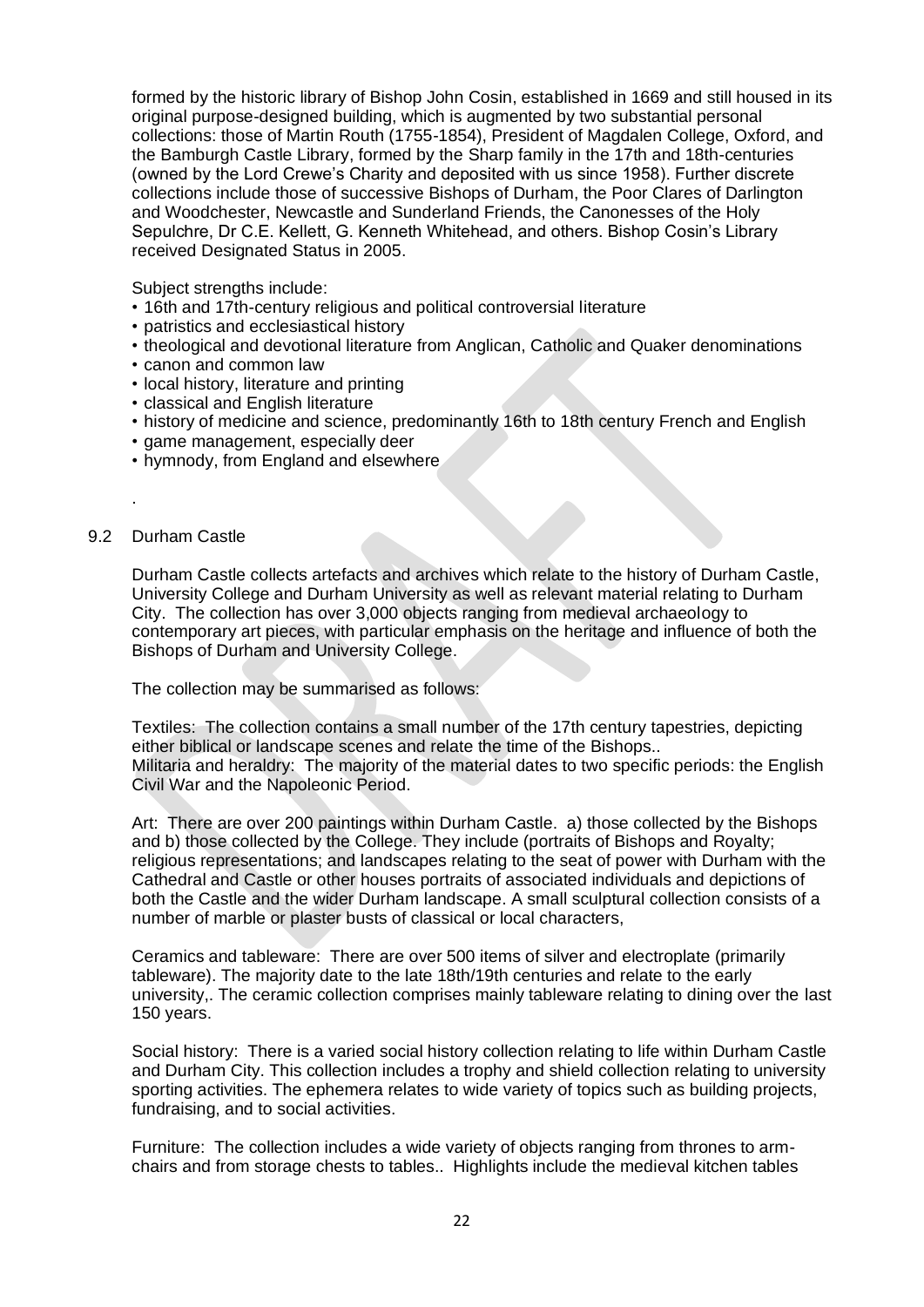formed by the historic library of Bishop John Cosin, established in 1669 and still housed in its original purpose-designed building, which is augmented by two substantial personal collections: those of Martin Routh (1755-1854), President of Magdalen College, Oxford, and the Bamburgh Castle Library, formed by the Sharp family in the 17th and 18th-centuries (owned by the Lord Crewe's Charity and deposited with us since 1958). Further discrete collections include those of successive Bishops of Durham, the Poor Clares of Darlington and Woodchester, Newcastle and Sunderland Friends, the Canonesses of the Holy Sepulchre, Dr C.E. Kellett, G. Kenneth Whitehead, and others. Bishop Cosin's Library received Designated Status in 2005.

Subject strengths include:

- 16th and 17th-century religious and political controversial literature
- patristics and ecclesiastical history
- theological and devotional literature from Anglican, Catholic and Quaker denominations
- canon and common law
- local history, literature and printing
- classical and English literature
- history of medicine and science, predominantly 16th to 18th century French and English
- game management, especially deer
- hymnody, from England and elsewhere

.

## 9.2 Durham Castle

Durham Castle collects artefacts and archives which relate to the history of Durham Castle, University College and Durham University as well as relevant material relating to Durham City. The collection has over 3,000 objects ranging from medieval archaeology to contemporary art pieces, with particular emphasis on the heritage and influence of both the Bishops of Durham and University College.

The collection may be summarised as follows:

Textiles: The collection contains a small number of the 17th century tapestries, depicting either biblical or landscape scenes and relate the time of the Bishops..
Militaria and heraldry: The majority of the material dates to two specific periods: the English Civil War and the Napoleonic Period.

Art: There are over 200 paintings within Durham Castle. a) those collected by the Bishops and b) those collected by the College. They include (portraits of Bishops and Royalty; religious representations; and landscapes relating to the seat of power with Durham with the Cathedral and Castle or other houses portraits of associated individuals and depictions of both the Castle and the wider Durham landscape. A small sculptural collection consists of a number of marble or plaster busts of classical or local characters,

Ceramics and tableware: There are over 500 items of silver and electroplate (primarily tableware). The majority date to the late 18th/19th centuries and relate to the early university,. The ceramic collection comprises mainly tableware relating to dining over the last 150 years.

Social history: There is a varied social history collection relating to life within Durham Castle and Durham City. This collection includes a trophy and shield collection relating to university sporting activities. The ephemera relates to wide variety of topics such as building projects, fundraising, and to social activities.

Furniture: The collection includes a wide variety of objects ranging from thrones to arm-chairs and from storage chests to tables.. Highlights include the medieval kitchen tables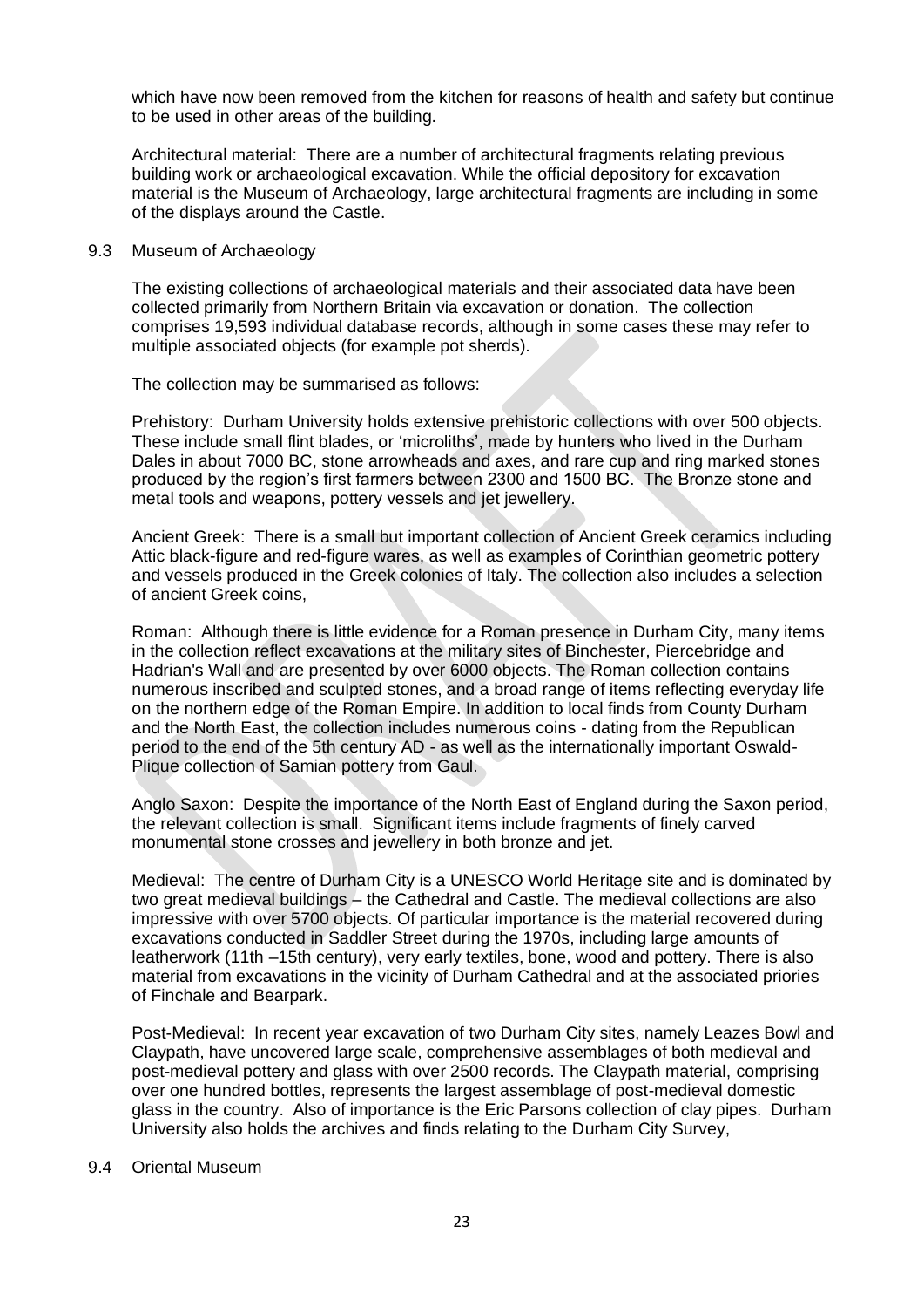which have now been removed from the kitchen for reasons of health and safety but continue to be used in other areas of the building.

Architectural material: There are a number of architectural fragments relating previous building work or archaeological excavation. While the official depository for excavation material is the Museum of Archaeology, large architectural fragments are including in some of the displays around the Castle.

## 9.3 Museum of Archaeology

The existing collections of archaeological materials and their associated data have been collected primarily from Northern Britain via excavation or donation. The collection comprises 19,593 individual database records, although in some cases these may refer to multiple associated objects (for example pot sherds).

The collection may be summarised as follows:

Prehistory: Durham University holds extensive prehistoric collections with over 500 objects. These include small flint blades, or 'microliths', made by hunters who lived in the Durham Dales in about 7000 BC, stone arrowheads and axes, and rare cup and ring marked stones produced by the region's first farmers between 2300 and 1500 BC. The Bronze stone and metal tools and weapons, pottery vessels and jet jewellery.

Ancient Greek: There is a small but important collection of Ancient Greek ceramics including Attic black-figure and red-figure wares, as well as examples of Corinthian geometric pottery and vessels produced in the Greek colonies of Italy. The collection also includes a selection of ancient Greek coins,

Roman: Although there is little evidence for a Roman presence in Durham City, many items in the collection reflect excavations at the military sites of Binchester, Piercebridge and Hadrian's Wall and are presented by over 6000 objects. The Roman collection contains numerous inscribed and sculpted stones, and a broad range of items reflecting everyday life on the northern edge of the Roman Empire. In addition to local finds from County Durham and the North East, the collection includes numerous coins - dating from the Republican period to the end of the 5th century AD - as well as the internationally important Oswald-Plique collection of Samian pottery from Gaul.

Anglo Saxon: Despite the importance of the North East of England during the Saxon period, the relevant collection is small. Significant items include fragments of finely carved monumental stone crosses and jewellery in both bronze and jet.

Medieval: The centre of Durham City is a UNESCO World Heritage site and is dominated by two great medieval buildings – the Cathedral and Castle. The medieval collections are also impressive with over 5700 objects. Of particular importance is the material recovered during excavations conducted in Saddler Street during the 1970s, including large amounts of leatherwork (11th –15th century), very early textiles, bone, wood and pottery. There is also material from excavations in the vicinity of Durham Cathedral and at the associated priories of Finchale and Bearpark.

Post-Medieval: In recent year excavation of two Durham City sites, namely Leazes Bowl and Claypath, have uncovered large scale, comprehensive assemblages of both medieval and post-medieval pottery and glass with over 2500 records. The Claypath material, comprising over one hundred bottles, represents the largest assemblage of post-medieval domestic glass in the country. Also of importance is the Eric Parsons collection of clay pipes. Durham University also holds the archives and finds relating to the Durham City Survey,

## 9.4 Oriental Museum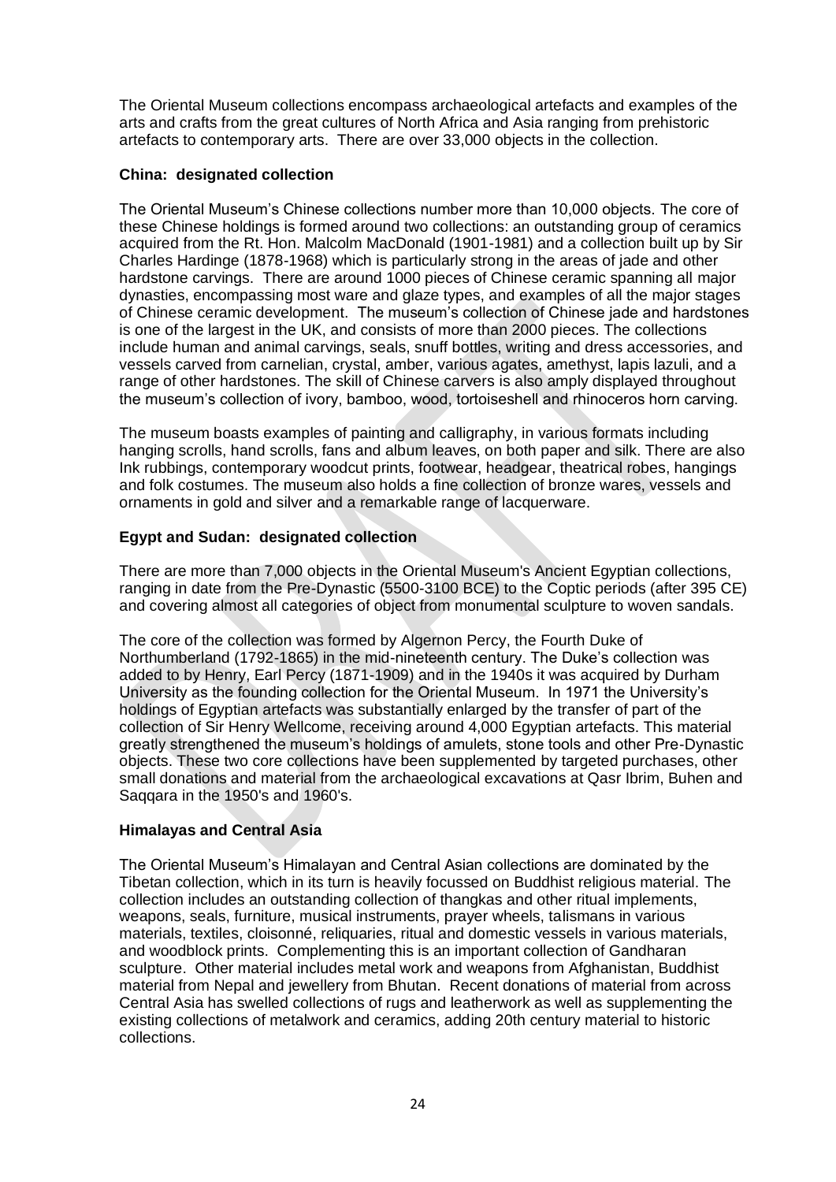The Oriental Museum collections encompass archaeological artefacts and examples of the arts and crafts from the great cultures of North Africa and Asia ranging from prehistoric artefacts to contemporary arts. There are over 33,000 objects in the collection.

**China: designated collection**

The Oriental Museum's Chinese collections number more than 10,000 objects. The core of these Chinese holdings is formed around two collections: an outstanding group of ceramics acquired from the Rt. Hon. Malcolm MacDonald (1901-1981) and a collection built up by Sir Charles Hardinge (1878-1968) which is particularly strong in the areas of jade and other hardstone carvings. There are around 1000 pieces of Chinese ceramic spanning all major dynasties, encompassing most ware and glaze types, and examples of all the major stages of Chinese ceramic development. The museum's collection of Chinese jade and hardstones is one of the largest in the UK, and consists of more than 2000 pieces. The collections include human and animal carvings, seals, snuff bottles, writing and dress accessories, and vessels carved from carnelian, crystal, amber, various agates, amethyst, lapis lazuli, and a range of other hardstones. The skill of Chinese carvers is also amply displayed throughout the museum's collection of ivory, bamboo, wood, tortoiseshell and rhinoceros horn carving.

The museum boasts examples of painting and calligraphy, in various formats including hanging scrolls, hand scrolls, fans and album leaves, on both paper and silk. There are also Ink rubbings, contemporary woodcut prints, footwear, headgear, theatrical robes, hangings and folk costumes. The museum also holds a fine collection of bronze wares, vessels and ornaments in gold and silver and a remarkable range of lacquerware.

**Egypt and Sudan: designated collection**

There are more than 7,000 objects in the Oriental Museum's Ancient Egyptian collections, ranging in date from the Pre-Dynastic (5500-3100 BCE) to the Coptic periods (after 395 CE) and covering almost all categories of object from monumental sculpture to woven sandals.

The core of the collection was formed by Algernon Percy, the Fourth Duke of Northumberland (1792-1865) in the mid-nineteenth century. The Duke's collection was added to by Henry, Earl Percy (1871-1909) and in the 1940s it was acquired by Durham University as the founding collection for the Oriental Museum. In 1971 the University's holdings of Egyptian artefacts was substantially enlarged by the transfer of part of the collection of Sir Henry Wellcome, receiving around 4,000 Egyptian artefacts. This material greatly strengthened the museum's holdings of amulets, stone tools and other Pre-Dynastic objects. These two core collections have been supplemented by targeted purchases, other small donations and material from the archaeological excavations at Qasr Ibrim, Buhen and Saqqara in the 1950's and 1960's.

**Himalayas and Central Asia**

The Oriental Museum's Himalayan and Central Asian collections are dominated by the Tibetan collection, which in its turn is heavily focussed on Buddhist religious material. The collection includes an outstanding collection of thangkas and other ritual implements, weapons, seals, furniture, musical instruments, prayer wheels, talismans in various materials, textiles, cloisonné, reliquaries, ritual and domestic vessels in various materials, and woodblock prints. Complementing this is an important collection of Gandharan sculpture. Other material includes metal work and weapons from Afghanistan, Buddhist material from Nepal and jewellery from Bhutan. Recent donations of material from across Central Asia has swelled collections of rugs and leatherwork as well as supplementing the existing collections of metalwork and ceramics, adding 20th century material to historic collections.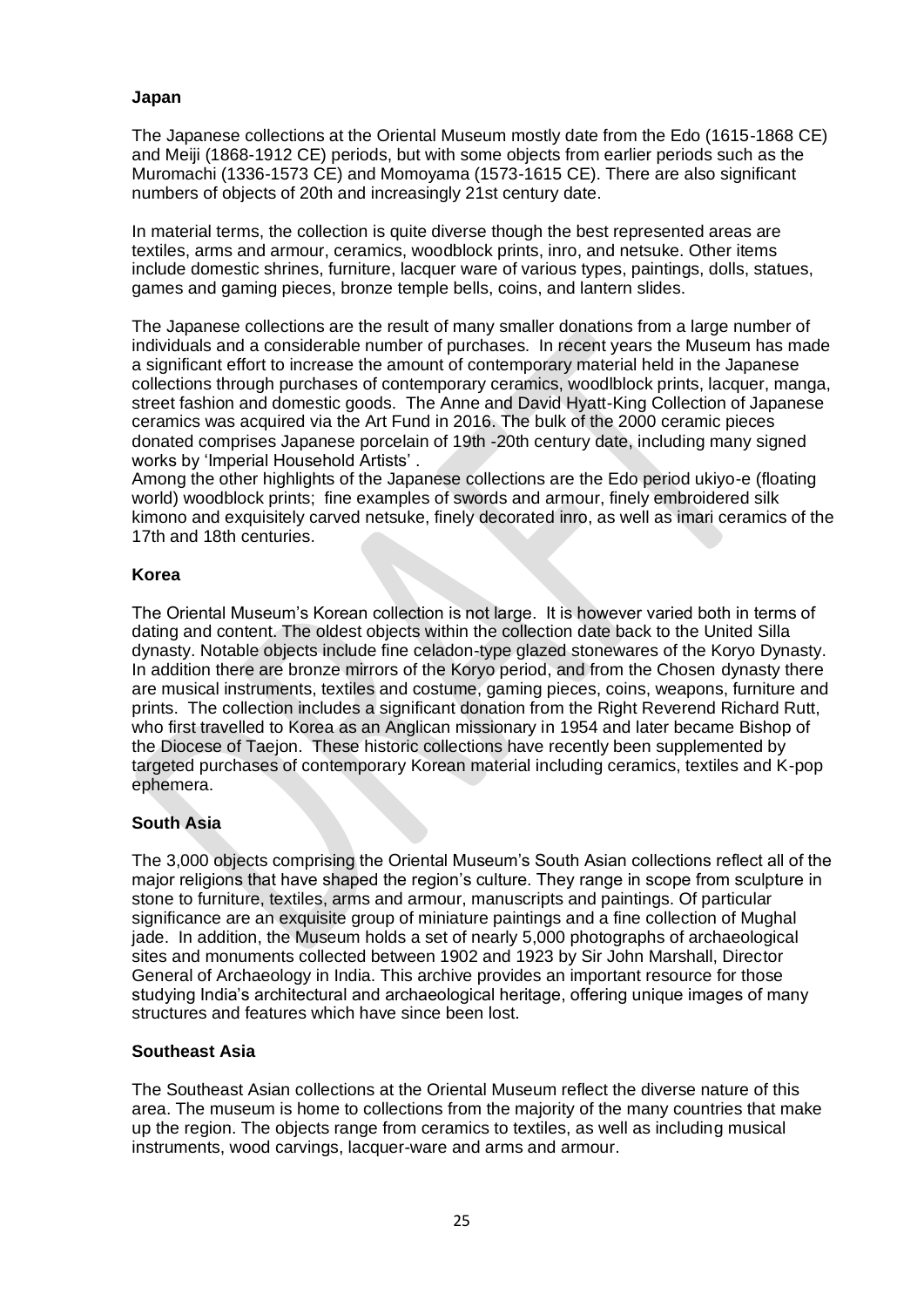**Japan**

The Japanese collections at the Oriental Museum mostly date from the Edo (1615-1868 CE) and Meiji (1868-1912 CE) periods, but with some objects from earlier periods such as the Muromachi (1336-1573 CE) and Momoyama (1573-1615 CE). There are also significant numbers of objects of 20th and increasingly 21st century date.

In material terms, the collection is quite diverse though the best represented areas are textiles, arms and armour, ceramics, woodblock prints, inro, and netsuke. Other items include domestic shrines, furniture, lacquer ware of various types, paintings, dolls, statues, games and gaming pieces, bronze temple bells, coins, and lantern slides.

The Japanese collections are the result of many smaller donations from a large number of individuals and a considerable number of purchases. In recent years the Museum has made a significant effort to increase the amount of contemporary material held in the Japanese collections through purchases of contemporary ceramics, woodlblock prints, lacquer, manga, street fashion and domestic goods. The Anne and David Hyatt-King Collection of Japanese ceramics was acquired via the Art Fund in 2016. The bulk of the 2000 ceramic pieces donated comprises Japanese porcelain of 19th -20th century date, including many signed works by 'Imperial Household Artists' .

Among the other highlights of the Japanese collections are the Edo period ukiyo-e (floating world) woodblock prints; fine examples of swords and armour, finely embroidered silk kimono and exquisitely carved netsuke, finely decorated inro, as well as imari ceramics of the 17th and 18th centuries.

**Korea**

The Oriental Museum's Korean collection is not large. It is however varied both in terms of dating and content. The oldest objects within the collection date back to the United Silla dynasty. Notable objects include fine celadon-type glazed stonewares of the Koryo Dynasty. In addition there are bronze mirrors of the Koryo period, and from the Chosen dynasty there are musical instruments, textiles and costume, gaming pieces, coins, weapons, furniture and prints. The collection includes a significant donation from the Right Reverend Richard Rutt, who first travelled to Korea as an Anglican missionary in 1954 and later became Bishop of the Diocese of Taejon. These historic collections have recently been supplemented by targeted purchases of contemporary Korean material including ceramics, textiles and K-pop ephemera.

**South Asia**

The 3,000 objects comprising the Oriental Museum's South Asian collections reflect all of the major religions that have shaped the region's culture. They range in scope from sculpture in stone to furniture, textiles, arms and armour, manuscripts and paintings. Of particular significance are an exquisite group of miniature paintings and a fine collection of Mughal jade. In addition, the Museum holds a set of nearly 5,000 photographs of archaeological sites and monuments collected between 1902 and 1923 by Sir John Marshall, Director General of Archaeology in India. This archive provides an important resource for those studying India's architectural and archaeological heritage, offering unique images of many structures and features which have since been lost.

**Southeast Asia**

The Southeast Asian collections at the Oriental Museum reflect the diverse nature of this area. The museum is home to collections from the majority of the many countries that make up the region. The objects range from ceramics to textiles, as well as including musical instruments, wood carvings, lacquer-ware and arms and armour.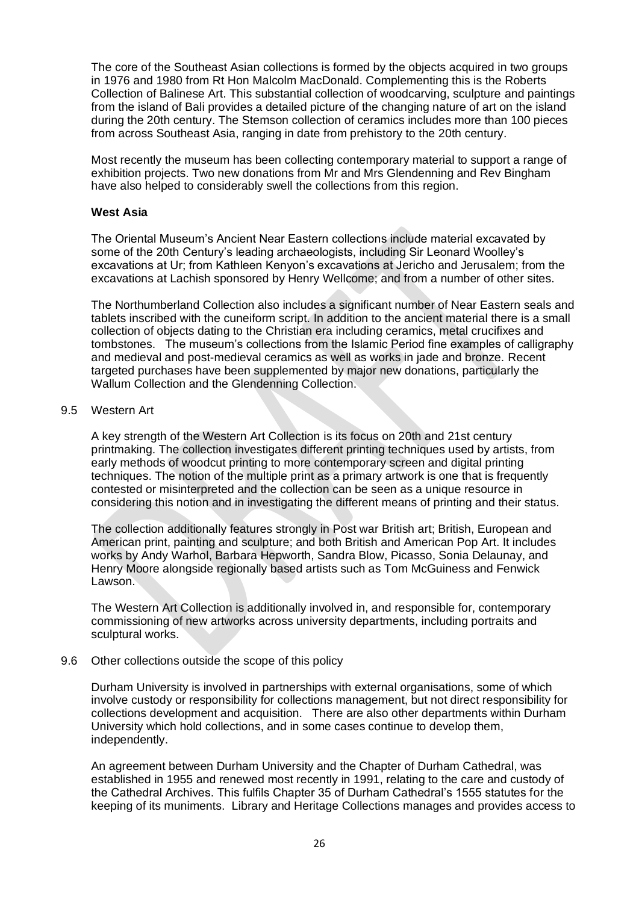The core of the Southeast Asian collections is formed by the objects acquired in two groups in 1976 and 1980 from Rt Hon Malcolm MacDonald. Complementing this is the Roberts Collection of Balinese Art. This substantial collection of woodcarving, sculpture and paintings from the island of Bali provides a detailed picture of the changing nature of art on the island during the 20th century. The Stemson collection of ceramics includes more than 100 pieces from across Southeast Asia, ranging in date from prehistory to the 20th century.

Most recently the museum has been collecting contemporary material to support a range of exhibition projects. Two new donations from Mr and Mrs Glendenning and Rev Bingham have also helped to considerably swell the collections from this region.

**West Asia**

The Oriental Museum's Ancient Near Eastern collections include material excavated by some of the 20th Century's leading archaeologists, including Sir Leonard Woolley's excavations at Ur; from Kathleen Kenyon's excavations at Jericho and Jerusalem; from the excavations at Lachish sponsored by Henry Wellcome; and from a number of other sites.

The Northumberland Collection also includes a significant number of Near Eastern seals and tablets inscribed with the cuneiform script. In addition to the ancient material there is a small collection of objects dating to the Christian era including ceramics, metal crucifixes and tombstones. The museum's collections from the Islamic Period fine examples of calligraphy and medieval and post-medieval ceramics as well as works in jade and bronze. Recent targeted purchases have been supplemented by major new donations, particularly the Wallum Collection and the Glendenning Collection.

## 9.5 Western Art

A key strength of the Western Art Collection is its focus on 20th and 21st century printmaking. The collection investigates different printing techniques used by artists, from early methods of woodcut printing to more contemporary screen and digital printing techniques. The notion of the multiple print as a primary artwork is one that is frequently contested or misinterpreted and the collection can be seen as a unique resource in considering this notion and in investigating the different means of printing and their status.

The collection additionally features strongly in Post war British art; British, European and American print, painting and sculpture; and both British and American Pop Art. It includes works by Andy Warhol, Barbara Hepworth, Sandra Blow, Picasso, Sonia Delaunay, and Henry Moore alongside regionally based artists such as Tom McGuiness and Fenwick Lawson.

The Western Art Collection is additionally involved in, and responsible for, contemporary commissioning of new artworks across university departments, including portraits and sculptural works.

## 9.6 Other collections outside the scope of this policy

Durham University is involved in partnerships with external organisations, some of which involve custody or responsibility for collections management, but not direct responsibility for collections development and acquisition. There are also other departments within Durham University which hold collections, and in some cases continue to develop them, independently.

An agreement between Durham University and the Chapter of Durham Cathedral, was established in 1955 and renewed most recently in 1991, relating to the care and custody of the Cathedral Archives. This fulfils Chapter 35 of Durham Cathedral's 1555 statutes for the keeping of its muniments. Library and Heritage Collections manages and provides access to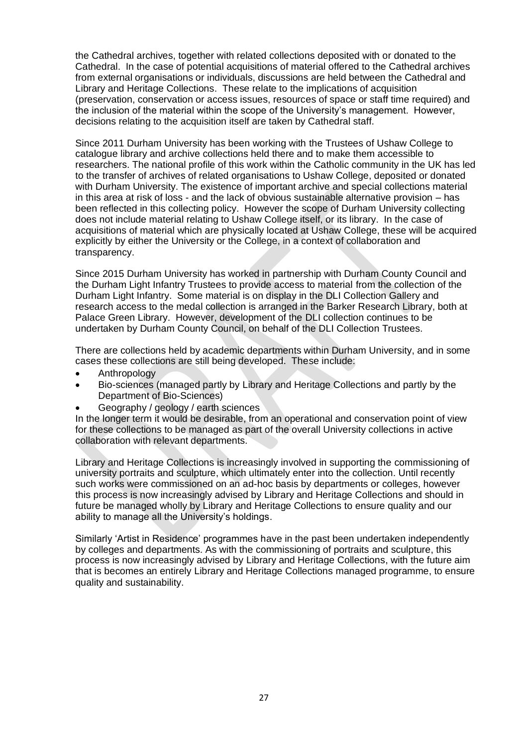the Cathedral archives, together with related collections deposited with or donated to the Cathedral. In the case of potential acquisitions of material offered to the Cathedral archives from external organisations or individuals, discussions are held between the Cathedral and Library and Heritage Collections. These relate to the implications of acquisition (preservation, conservation or access issues, resources of space or staff time required) and the inclusion of the material within the scope of the University's management. However, decisions relating to the acquisition itself are taken by Cathedral staff.

Since 2011 Durham University has been working with the Trustees of Ushaw College to catalogue library and archive collections held there and to make them accessible to researchers. The national profile of this work within the Catholic community in the UK has led to the transfer of archives of related organisations to Ushaw College, deposited or donated with Durham University. The existence of important archive and special collections material in this area at risk of loss - and the lack of obvious sustainable alternative provision – has been reflected in this collecting policy. However the scope of Durham University collecting does not include material relating to Ushaw College itself, or its library. In the case of acquisitions of material which are physically located at Ushaw College, these will be acquired explicitly by either the University or the College, in a context of collaboration and transparency.

Since 2015 Durham University has worked in partnership with Durham County Council and the Durham Light Infantry Trustees to provide access to material from the collection of the Durham Light Infantry. Some material is on display in the DLI Collection Gallery and research access to the medal collection is arranged in the Barker Research Library, both at Palace Green Library. However, development of the DLI collection continues to be undertaken by Durham County Council, on behalf of the DLI Collection Trustees.

There are collections held by academic departments within Durham University, and in some cases these collections are still being developed. These include:

- Anthropology
- Bio-sciences (managed partly by Library and Heritage Collections and partly by the Department of Bio-Sciences)
- Geography / geology / earth sciences

In the longer term it would be desirable, from an operational and conservation point of view for these collections to be managed as part of the overall University collections in active collaboration with relevant departments.

Library and Heritage Collections is increasingly involved in supporting the commissioning of university portraits and sculpture, which ultimately enter into the collection. Until recently such works were commissioned on an ad-hoc basis by departments or colleges, however this process is now increasingly advised by Library and Heritage Collections and should in future be managed wholly by Library and Heritage Collections to ensure quality and our ability to manage all the University's holdings.

Similarly 'Artist in Residence' programmes have in the past been undertaken independently by colleges and departments. As with the commissioning of portraits and sculpture, this process is now increasingly advised by Library and Heritage Collections, with the future aim that is becomes an entirely Library and Heritage Collections managed programme, to ensure quality and sustainability.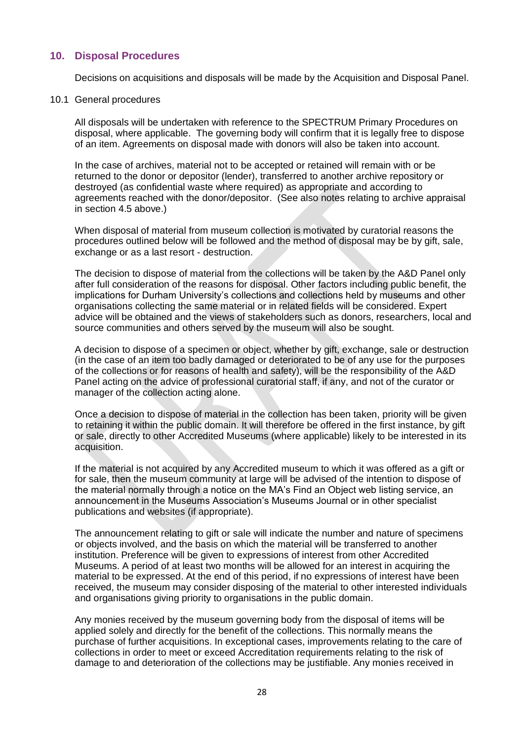## 10. Disposal Procedures

Decisions on acquisitions and disposals will be made by the Acquisition and Disposal Panel.

10.1 General procedures

All disposals will be undertaken with reference to the SPECTRUM Primary Procedures on disposal, where applicable. The governing body will confirm that it is legally free to dispose of an item. Agreements on disposal made with donors will also be taken into account.

In the case of archives, material not to be accepted or retained will remain with or be returned to the donor or depositor (lender), transferred to another archive repository or destroyed (as confidential waste where required) as appropriate and according to agreements reached with the donor/depositor. (See also notes relating to archive appraisal in section 4.5 above.)

When disposal of material from museum collection is motivated by curatorial reasons the procedures outlined below will be followed and the method of disposal may be by gift, sale, exchange or as a last resort - destruction.

The decision to dispose of material from the collections will be taken by the A&D Panel only after full consideration of the reasons for disposal. Other factors including public benefit, the implications for Durham University's collections and collections held by museums and other organisations collecting the same material or in related fields will be considered. Expert advice will be obtained and the views of stakeholders such as donors, researchers, local and source communities and others served by the museum will also be sought.

A decision to dispose of a specimen or object, whether by gift, exchange, sale or destruction (in the case of an item too badly damaged or deteriorated to be of any use for the purposes of the collections or for reasons of health and safety), will be the responsibility of the A&D Panel acting on the advice of professional curatorial staff, if any, and not of the curator or manager of the collection acting alone.

Once a decision to dispose of material in the collection has been taken, priority will be given to retaining it within the public domain. It will therefore be offered in the first instance, by gift or sale, directly to other Accredited Museums (where applicable) likely to be interested in its acquisition.

If the material is not acquired by any Accredited museum to which it was offered as a gift or for sale, then the museum community at large will be advised of the intention to dispose of the material normally through a notice on the MA's Find an Object web listing service, an announcement in the Museums Association's Museums Journal or in other specialist publications and websites (if appropriate).

The announcement relating to gift or sale will indicate the number and nature of specimens or objects involved, and the basis on which the material will be transferred to another institution. Preference will be given to expressions of interest from other Accredited Museums. A period of at least two months will be allowed for an interest in acquiring the material to be expressed. At the end of this period, if no expressions of interest have been received, the museum may consider disposing of the material to other interested individuals and organisations giving priority to organisations in the public domain.

Any monies received by the museum governing body from the disposal of items will be applied solely and directly for the benefit of the collections. This normally means the purchase of further acquisitions. In exceptional cases, improvements relating to the care of collections in order to meet or exceed Accreditation requirements relating to the risk of damage to and deterioration of the collections may be justifiable. Any monies received in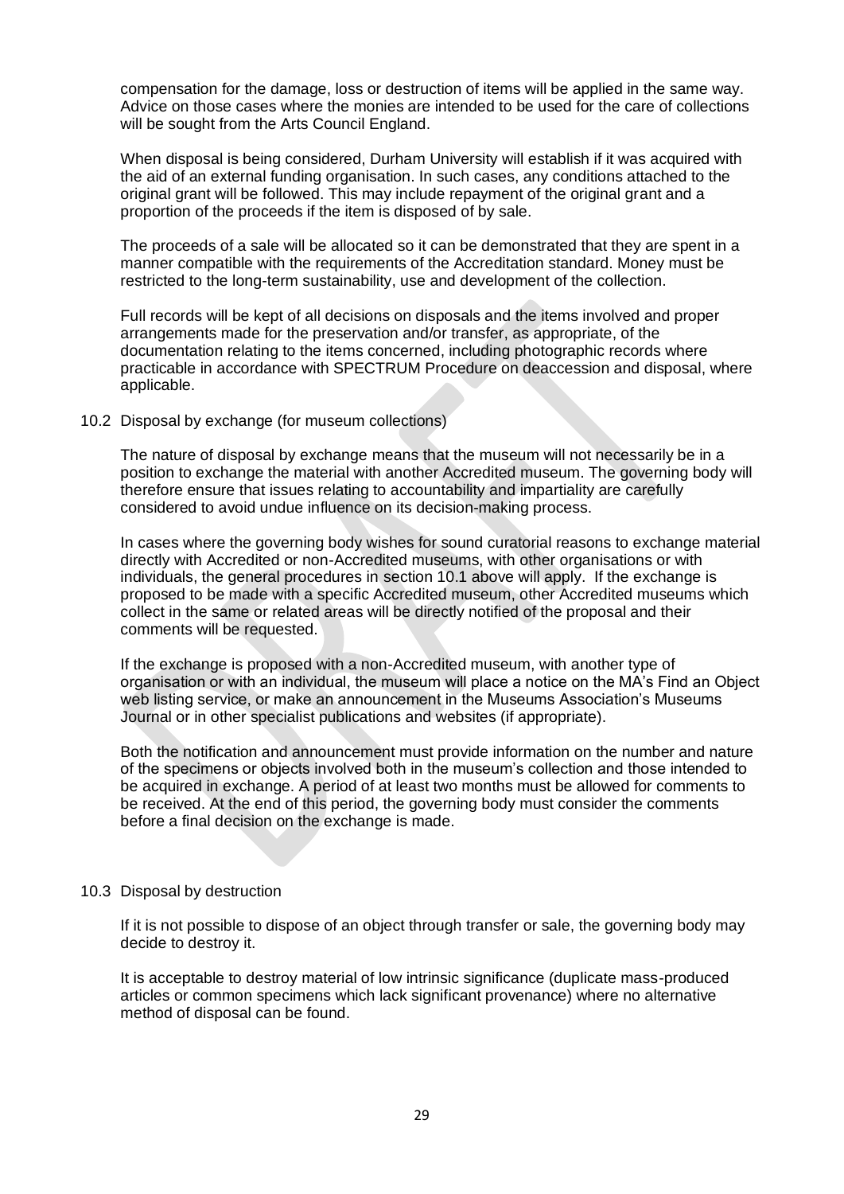compensation for the damage, loss or destruction of items will be applied in the same way. Advice on those cases where the monies are intended to be used for the care of collections will be sought from the Arts Council England.

When disposal is being considered, Durham University will establish if it was acquired with the aid of an external funding organisation. In such cases, any conditions attached to the original grant will be followed. This may include repayment of the original grant and a proportion of the proceeds if the item is disposed of by sale.

The proceeds of a sale will be allocated so it can be demonstrated that they are spent in a manner compatible with the requirements of the Accreditation standard. Money must be restricted to the long-term sustainability, use and development of the collection.

Full records will be kept of all decisions on disposals and the items involved and proper arrangements made for the preservation and/or transfer, as appropriate, of the documentation relating to the items concerned, including photographic records where practicable in accordance with SPECTRUM Procedure on deaccession and disposal, where applicable.

10.2 Disposal by exchange (for museum collections)

The nature of disposal by exchange means that the museum will not necessarily be in a position to exchange the material with another Accredited museum. The governing body will therefore ensure that issues relating to accountability and impartiality are carefully considered to avoid undue influence on its decision-making process.

In cases where the governing body wishes for sound curatorial reasons to exchange material directly with Accredited or non-Accredited museums, with other organisations or with individuals, the general procedures in section 10.1 above will apply. If the exchange is proposed to be made with a specific Accredited museum, other Accredited museums which collect in the same or related areas will be directly notified of the proposal and their comments will be requested.

If the exchange is proposed with a non-Accredited museum, with another type of organisation or with an individual, the museum will place a notice on the MA's Find an Object web listing service, or make an announcement in the Museums Association's Museums Journal or in other specialist publications and websites (if appropriate).

Both the notification and announcement must provide information on the number and nature of the specimens or objects involved both in the museum's collection and those intended to be acquired in exchange. A period of at least two months must be allowed for comments to be received. At the end of this period, the governing body must consider the comments before a final decision on the exchange is made.

10.3 Disposal by destruction

If it is not possible to dispose of an object through transfer or sale, the governing body may decide to destroy it.

It is acceptable to destroy material of low intrinsic significance (duplicate mass-produced articles or common specimens which lack significant provenance) where no alternative method of disposal can be found.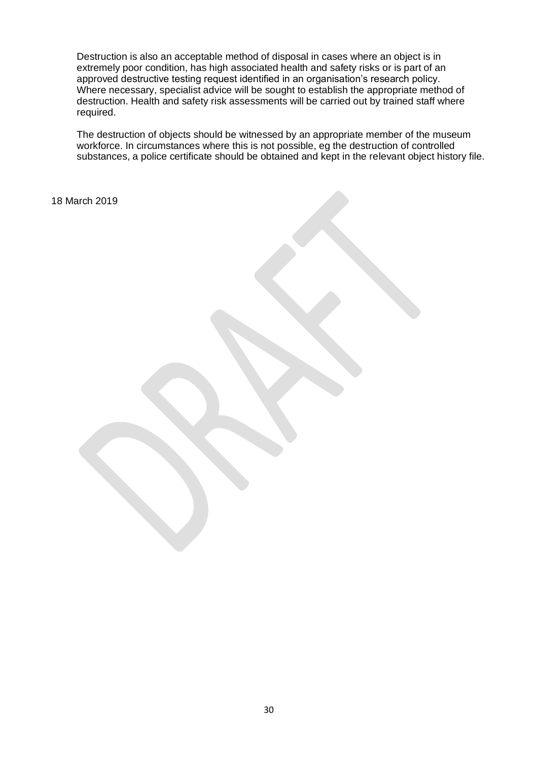Destruction is also an acceptable method of disposal in cases where an object is in extremely poor condition, has high associated health and safety risks or is part of an approved destructive testing request identified in an organisation's research policy. Where necessary, specialist advice will be sought to establish the appropriate method of destruction. Health and safety risk assessments will be carried out by trained staff where required.

The destruction of objects should be witnessed by an appropriate member of the museum workforce. In circumstances where this is not possible, eg the destruction of controlled substances, a police certificate should be obtained and kept in the relevant object history file.

18 March 2019